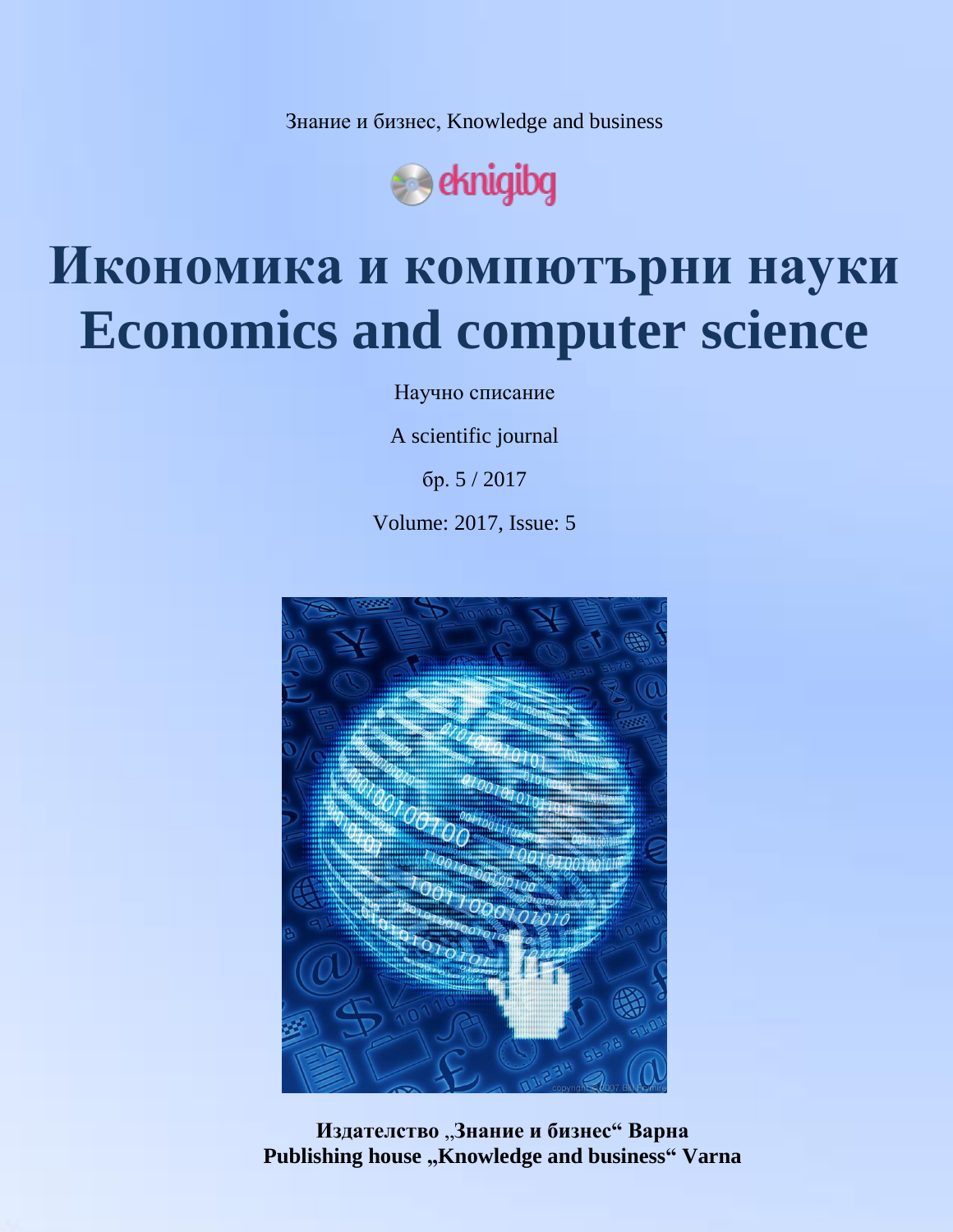Знание и бизнес, Knowledge and business

eknigibg

# Икономика и компютърни науки
# Economics and computer science

Научно списание

A scientific journal

бр. 5 / 2017

Volume: 2017, Issue: 5

**Издателство „Знание и бизнес“ Варна**
**Publishing house „Knowledge and business“ Varna**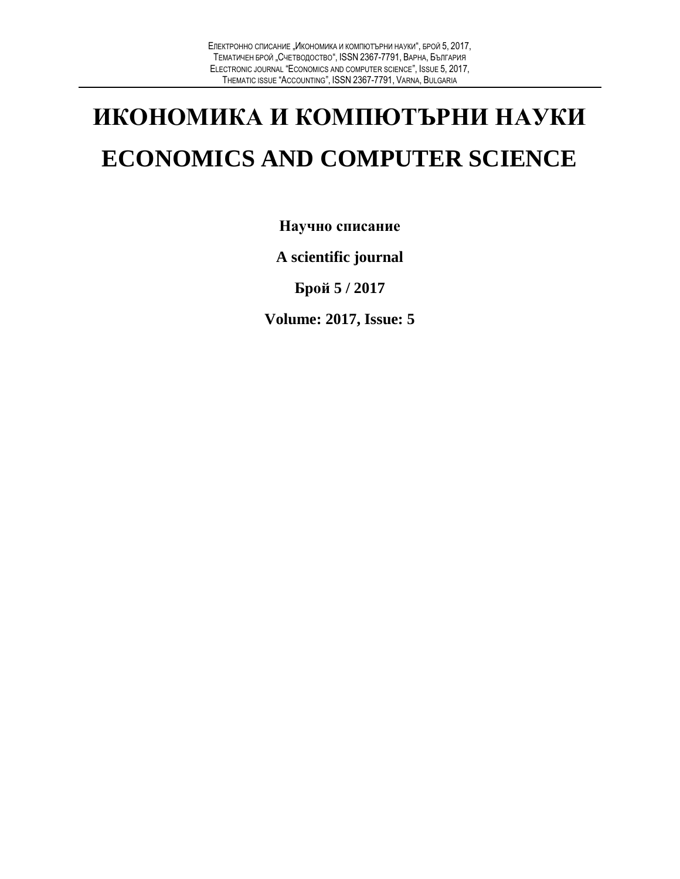# ИКОНОМИКА И КОМПЮТЪРНИ НАУКИ

# ECONOMICS AND COMPUTER SCIENCE

**Научно списание**

**A scientific journal**

**Брой 5 / 2017**

**Volume: 2017, Issue: 5**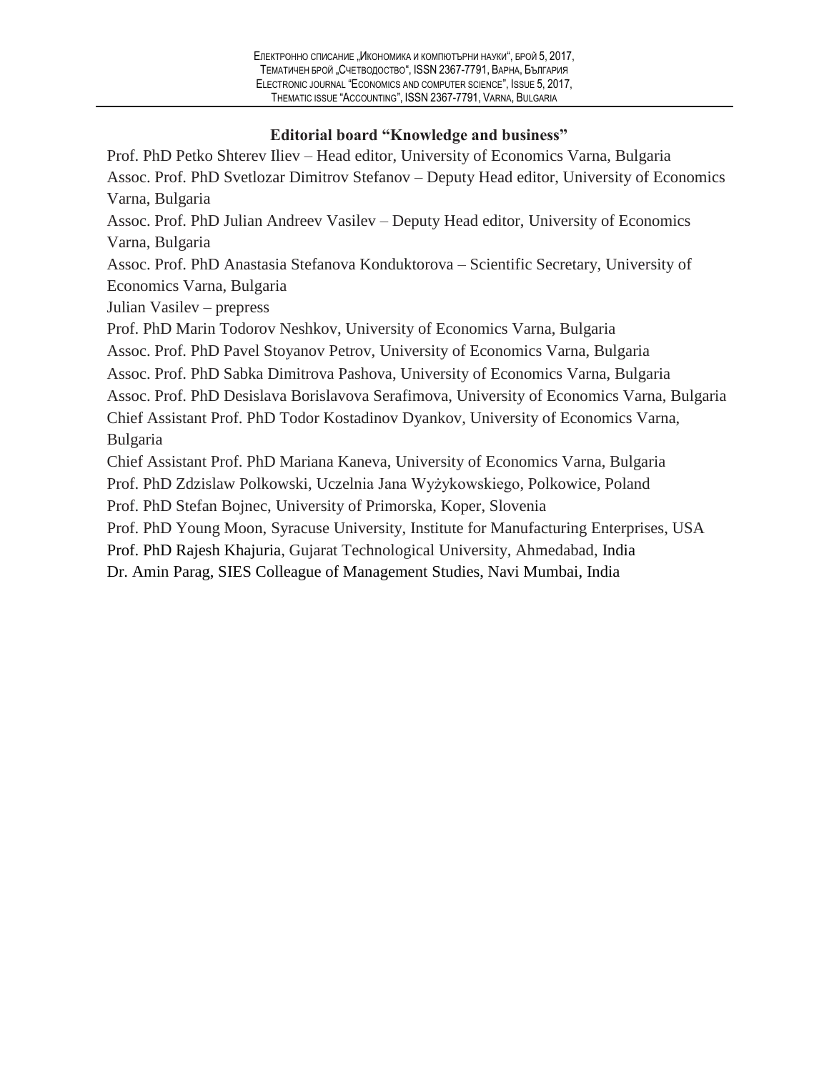## Editorial board "Knowledge and business"

Prof. PhD Petko Shterev Iliev – Head editor, University of Economics Varna, Bulgaria
Assoc. Prof. PhD Svetlozar Dimitrov Stefanov – Deputy Head editor, University of Economics Varna, Bulgaria
Assoc. Prof. PhD Julian Andreev Vasilev – Deputy Head editor, University of Economics Varna, Bulgaria
Assoc. Prof. PhD Anastasia Stefanova Konduktorova – Scientific Secretary, University of Economics Varna, Bulgaria
Julian Vasilev – prepress
Prof. PhD Marin Todorov Neshkov, University of Economics Varna, Bulgaria
Assoc. Prof. PhD Pavel Stoyanov Petrov, University of Economics Varna, Bulgaria
Assoc. Prof. PhD Sabka Dimitrova Pashova, University of Economics Varna, Bulgaria
Assoc. Prof. PhD Desislava Borislavova Serafimova, University of Economics Varna, Bulgaria
Chief Assistant Prof. PhD Todor Kostadinov Dyankov, University of Economics Varna, Bulgaria
Chief Assistant Prof. PhD Mariana Kaneva, University of Economics Varna, Bulgaria
Prof. PhD Zdzislaw Polkowski, Uczelnia Jana Wyżykowskiego, Polkowice, Poland
Prof. PhD Stefan Bojnec, University of Primorska, Koper, Slovenia
Prof. PhD Young Moon, Syracuse University, Institute for Manufacturing Enterprises, USA
Prof. PhD Rajesh Khajuria, Gujarat Technological University, Ahmedabad, India
Dr. Amin Parag, SIES Colleague of Management Studies, Navi Mumbai, India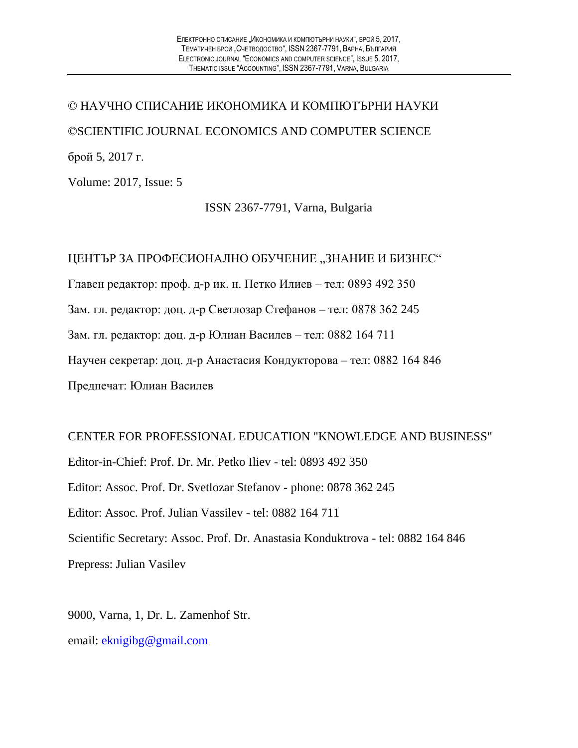© НАУЧНО СПИСАНИЕ ИКОНОМИКА И КОМПЮТЪРНИ НАУКИ

©SCIENTIFIC JOURNAL ECONOMICS AND COMPUTER SCIENCE

брой 5, 2017 г.

Volume: 2017, Issue: 5

ISSN 2367-7791, Varna, Bulgaria

ЦЕНТЪР ЗА ПРОФЕСИОНАЛНО ОБУЧЕНИЕ „ЗНАНИЕ И БИЗНЕС“

Главен редактор: проф. д-р ик. н. Петко Илиев – тел: 0893 492 350

Зам. гл. редактор: доц. д-р Светлозар Стефанов – тел: 0878 362 245

Зам. гл. редактор: доц. д-р Юлиан Василев – тел: 0882 164 711

Научен секретар: доц. д-р Анастасия Кондукторова – тел: 0882 164 846

Предпечат: Юлиан Василев

CENTER FOR PROFESSIONAL EDUCATION "KNOWLEDGE AND BUSINESS"

Editor-in-Chief: Prof. Dr. Mr. Petko Iliev - tel: 0893 492 350

Editor: Assoc. Prof. Dr. Svetlozar Stefanov - phone: 0878 362 245

Editor: Assoc. Prof. Julian Vassilev - tel: 0882 164 711

Scientific Secretary: Assoc. Prof. Dr. Anastasia Konduktrova - tel: 0882 164 846

Prepress: Julian Vasilev

9000, Varna, 1, Dr. L. Zamenhof Str.

email: eknigibg@gmail.com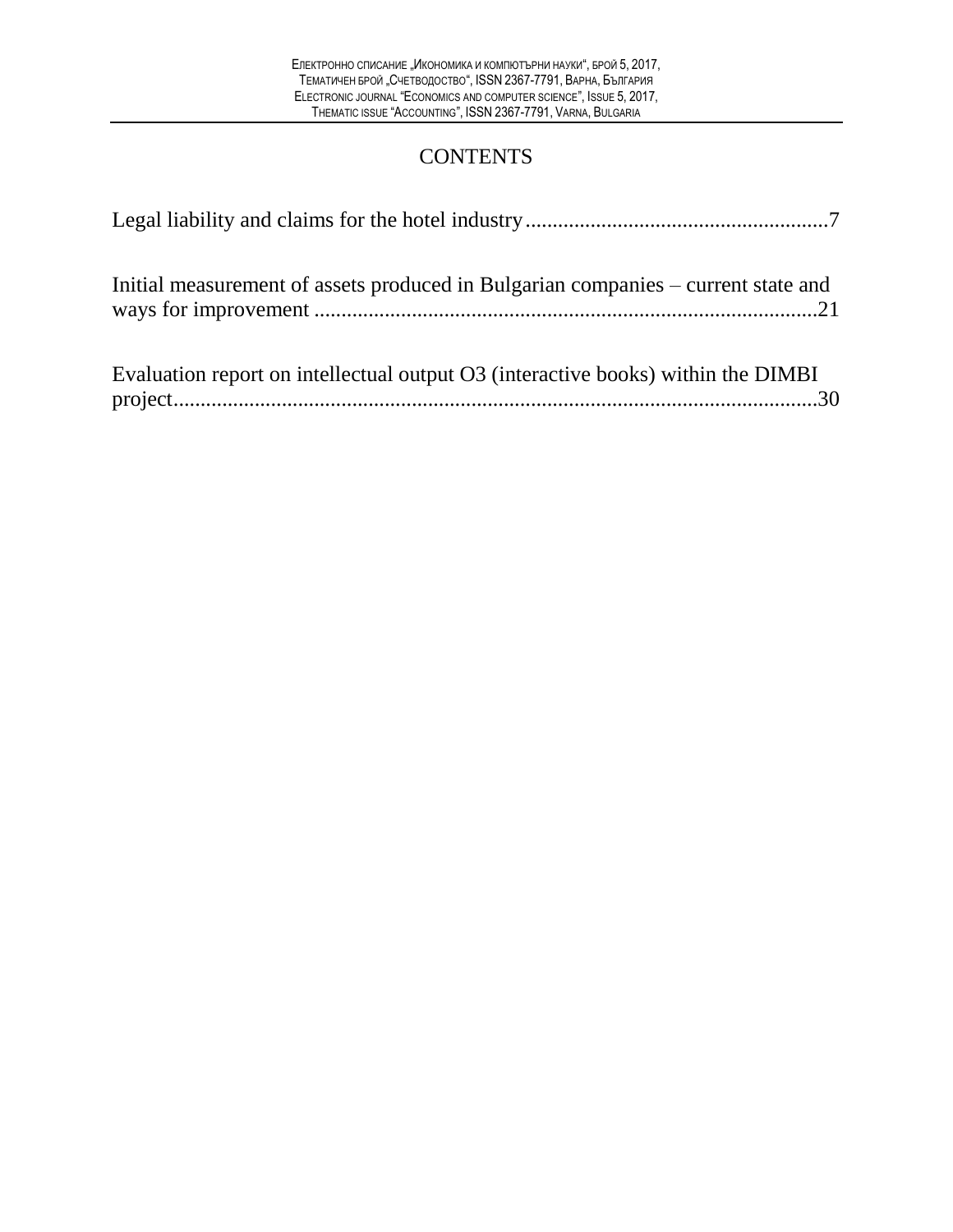# CONTENTS

Legal liability and claims for the hotel industry.......................................................7

Initial measurement of assets produced in Bulgarian companies – current state and ways for improvement ...........................................................................................21

Evaluation report on intellectual output O3 (interactive books) within the DIMBI project.......................................................................................................................30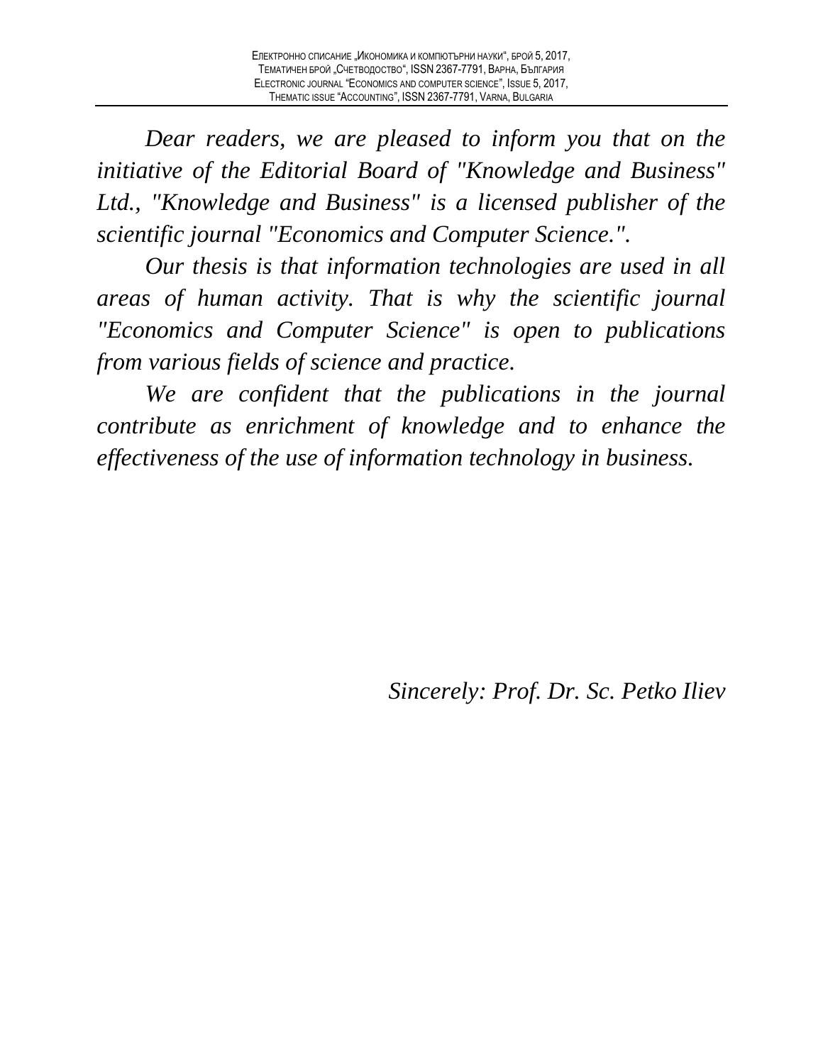*Dear readers, we are pleased to inform you that on the initiative of the Editorial Board of "Knowledge and Business" Ltd., "Knowledge and Business" is a licensed publisher of the scientific journal "Economics and Computer Science.".*

*Our thesis is that information technologies are used in all areas of human activity. That is why the scientific journal "Economics and Computer Science" is open to publications from various fields of science and practice.*

*We are confident that the publications in the journal contribute as enrichment of knowledge and to enhance the effectiveness of the use of information technology in business.*

*Sincerely: Prof. Dr. Sc. Petko Iliev*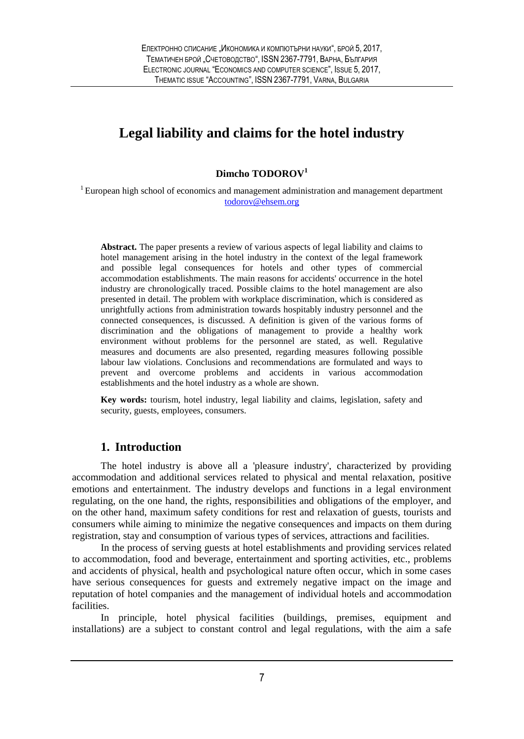# Legal liability and claims for the hotel industry

**Dimcho TODOROV**[1]

[1] European high school of economics and management administration and management department
todorov@ehsem.org

**Abstract.** The paper presents a review of various aspects of legal liability and claims to hotel management arising in the hotel industry in the context of the legal framework and possible legal consequences for hotels and other types of commercial accommodation establishments. The main reasons for accidents' occurrence in the hotel industry are chronologically traced. Possible claims to the hotel management are also presented in detail. The problem with workplace discrimination, which is considered as unrightfully actions from administration towards hospitably industry personnel and the connected consequences, is discussed. A definition is given of the various forms of discrimination and the obligations of management to provide a healthy work environment without problems for the personnel are stated, as well. Regulative measures and documents are also presented, regarding measures following possible labour law violations. Conclusions and recommendations are formulated and ways to prevent and overcome problems and accidents in various accommodation establishments and the hotel industry as a whole are shown.

**Key words:** tourism, hotel industry, legal liability and claims, legislation, safety and security, guests, employees, consumers.

## 1. Introduction

The hotel industry is above all a 'pleasure industry', characterized by providing accommodation and additional services related to physical and mental relaxation, positive emotions and entertainment. The industry develops and functions in a legal environment regulating, on the one hand, the rights, responsibilities and obligations of the employer, and on the other hand, maximum safety conditions for rest and relaxation of guests, tourists and consumers while aiming to minimize the negative consequences and impacts on them during registration, stay and consumption of various types of services, attractions and facilities.

In the process of serving guests at hotel establishments and providing services related to accommodation, food and beverage, entertainment and sporting activities, etc., problems and accidents of physical, health and psychological nature often occur, which in some cases have serious consequences for guests and extremely negative impact on the image and reputation of hotel companies and the management of individual hotels and accommodation facilities.

In principle, hotel physical facilities (buildings, premises, equipment and installations) are a subject to constant control and legal regulations, with the aim a safe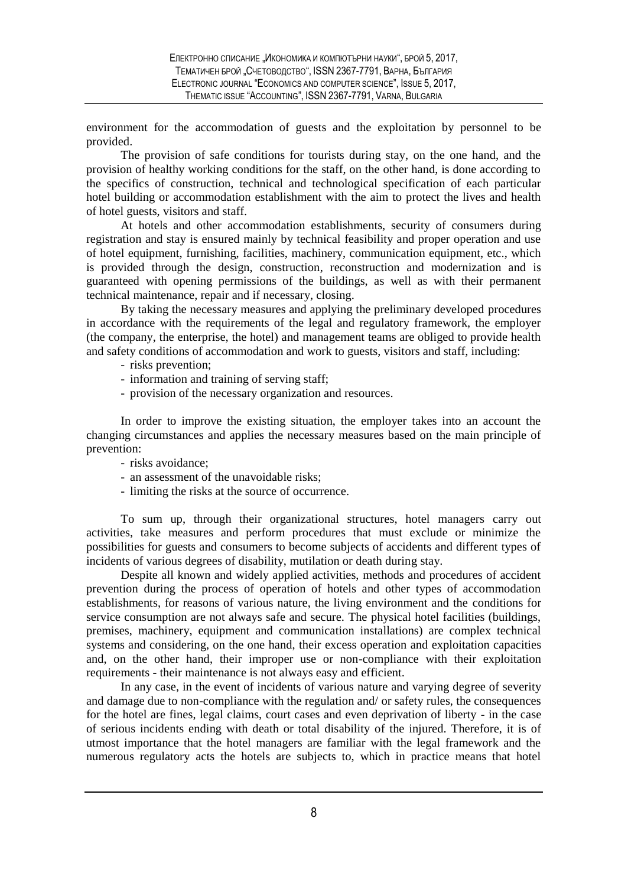environment for the accommodation of guests and the exploitation by personnel to be provided.

The provision of safe conditions for tourists during stay, on the one hand, and the provision of healthy working conditions for the staff, on the other hand, is done according to the specifics of construction, technical and technological specification of each particular hotel building or accommodation establishment with the aim to protect the lives and health of hotel guests, visitors and staff.

At hotels and other accommodation establishments, security of consumers during registration and stay is ensured mainly by technical feasibility and proper operation and use of hotel equipment, furnishing, facilities, machinery, communication equipment, etc., which is provided through the design, construction, reconstruction and modernization and is guaranteed with opening permissions of the buildings, as well as with their permanent technical maintenance, repair and if necessary, closing.

By taking the necessary measures and applying the preliminary developed procedures in accordance with the requirements of the legal and regulatory framework, the employer (the company, the enterprise, the hotel) and management teams are obliged to provide health and safety conditions of accommodation and work to guests, visitors and staff, including:

- risks prevention;
- information and training of serving staff;
- provision of the necessary organization and resources.

In order to improve the existing situation, the employer takes into an account the changing circumstances and applies the necessary measures based on the main principle of prevention:

- risks avoidance;
- an assessment of the unavoidable risks;
- limiting the risks at the source of occurrence.

To sum up, through their organizational structures, hotel managers carry out activities, take measures and perform procedures that must exclude or minimize the possibilities for guests and consumers to become subjects of accidents and different types of incidents of various degrees of disability, mutilation or death during stay.

Despite all known and widely applied activities, methods and procedures of accident prevention during the process of operation of hotels and other types of accommodation establishments, for reasons of various nature, the living environment and the conditions for service consumption are not always safe and secure. The physical hotel facilities (buildings, premises, machinery, equipment and communication installations) are complex technical systems and considering, on the one hand, their excess operation and exploitation capacities and, on the other hand, their improper use or non-compliance with their exploitation requirements - their maintenance is not always easy and efficient.

In any case, in the event of incidents of various nature and varying degree of severity and damage due to non-compliance with the regulation and/ or safety rules, the consequences for the hotel are fines, legal claims, court cases and even deprivation of liberty - in the case of serious incidents ending with death or total disability of the injured. Therefore, it is of utmost importance that the hotel managers are familiar with the legal framework and the numerous regulatory acts the hotels are subjects to, which in practice means that hotel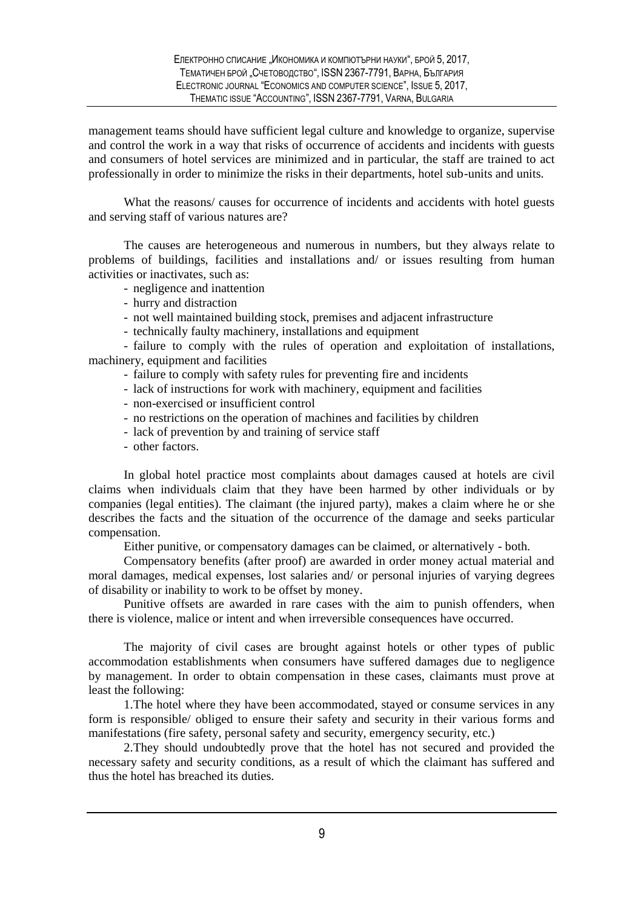management teams should have sufficient legal culture and knowledge to organize, supervise and control the work in a way that risks of occurrence of accidents and incidents with guests and consumers of hotel services are minimized and in particular, the staff are trained to act professionally in order to minimize the risks in their departments, hotel sub-units and units.

What the reasons/ causes for occurrence of incidents and accidents with hotel guests and serving staff of various natures are?

The causes are heterogeneous and numerous in numbers, but they always relate to problems of buildings, facilities and installations and/ or issues resulting from human activities or inactivates, such as:

- negligence and inattention
- hurry and distraction
- not well maintained building stock, premises and adjacent infrastructure
- technically faulty machinery, installations and equipment
- failure to comply with the rules of operation and exploitation of installations, machinery, equipment and facilities
- failure to comply with safety rules for preventing fire and incidents
- lack of instructions for work with machinery, equipment and facilities
- non-exercised or insufficient control
- no restrictions on the operation of machines and facilities by children
- lack of prevention by and training of service staff
- other factors.

In global hotel practice most complaints about damages caused at hotels are civil claims when individuals claim that they have been harmed by other individuals or by companies (legal entities). The claimant (the injured party), makes a claim where he or she describes the facts and the situation of the occurrence of the damage and seeks particular compensation.

Either punitive, or compensatory damages can be claimed, or alternatively - both.

Compensatory benefits (after proof) are awarded in order money actual material and moral damages, medical expenses, lost salaries and/ or personal injuries of varying degrees of disability or inability to work to be offset by money.

Punitive offsets are awarded in rare cases with the aim to punish offenders, when there is violence, malice or intent and when irreversible consequences have occurred.

The majority of civil cases are brought against hotels or other types of public accommodation establishments when consumers have suffered damages due to negligence by management. In order to obtain compensation in these cases, claimants must prove at least the following:

1.The hotel where they have been accommodated, stayed or consume services in any form is responsible/ obliged to ensure their safety and security in their various forms and manifestations (fire safety, personal safety and security, emergency security, etc.)

2.They should undoubtedly prove that the hotel has not secured and provided the necessary safety and security conditions, as a result of which the claimant has suffered and thus the hotel has breached its duties.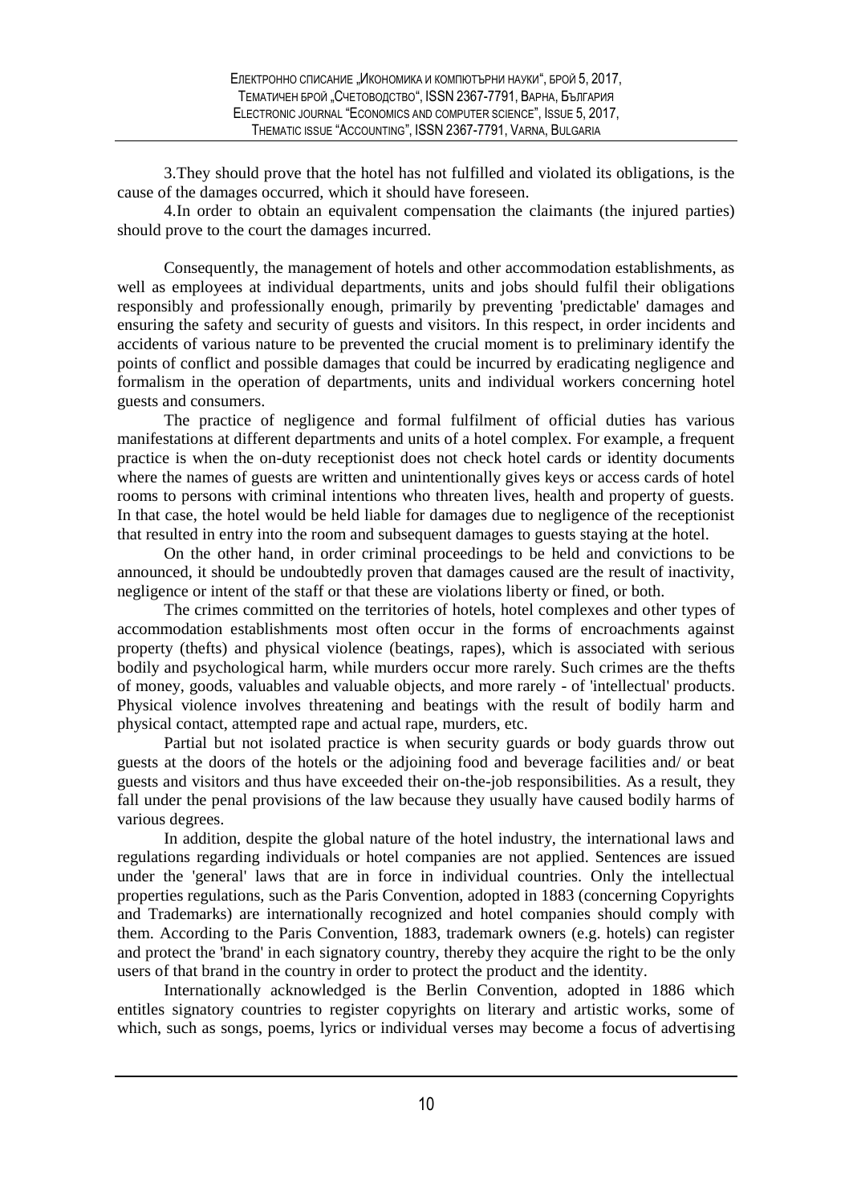3.They should prove that the hotel has not fulfilled and violated its obligations, is the cause of the damages occurred, which it should have foreseen.

4.In order to obtain an equivalent compensation the claimants (the injured parties) should prove to the court the damages incurred.

Consequently, the management of hotels and other accommodation establishments, as well as employees at individual departments, units and jobs should fulfil their obligations responsibly and professionally enough, primarily by preventing 'predictable' damages and ensuring the safety and security of guests and visitors. In this respect, in order incidents and accidents of various nature to be prevented the crucial moment is to preliminary identify the points of conflict and possible damages that could be incurred by eradicating negligence and formalism in the operation of departments, units and individual workers concerning hotel guests and consumers.

The practice of negligence and formal fulfilment of official duties has various manifestations at different departments and units of a hotel complex. For example, a frequent practice is when the on-duty receptionist does not check hotel cards or identity documents where the names of guests are written and unintentionally gives keys or access cards of hotel rooms to persons with criminal intentions who threaten lives, health and property of guests. In that case, the hotel would be held liable for damages due to negligence of the receptionist that resulted in entry into the room and subsequent damages to guests staying at the hotel.

On the other hand, in order criminal proceedings to be held and convictions to be announced, it should be undoubtedly proven that damages caused are the result of inactivity, negligence or intent of the staff or that these are violations liberty or fined, or both.

The crimes committed on the territories of hotels, hotel complexes and other types of accommodation establishments most often occur in the forms of encroachments against property (thefts) and physical violence (beatings, rapes), which is associated with serious bodily and psychological harm, while murders occur more rarely. Such crimes are the thefts of money, goods, valuables and valuable objects, and more rarely - of 'intellectual' products. Physical violence involves threatening and beatings with the result of bodily harm and physical contact, attempted rape and actual rape, murders, etc.

Partial but not isolated practice is when security guards or body guards throw out guests at the doors of the hotels or the adjoining food and beverage facilities and/ or beat guests and visitors and thus have exceeded their on-the-job responsibilities. As a result, they fall under the penal provisions of the law because they usually have caused bodily harms of various degrees.

In addition, despite the global nature of the hotel industry, the international laws and regulations regarding individuals or hotel companies are not applied. Sentences are issued under the 'general' laws that are in force in individual countries. Only the intellectual properties regulations, such as the Paris Convention, adopted in 1883 (concerning Copyrights and Trademarks) are internationally recognized and hotel companies should comply with them. According to the Paris Convention, 1883, trademark owners (e.g. hotels) can register and protect the 'brand' in each signatory country, thereby they acquire the right to be the only users of that brand in the country in order to protect the product and the identity.

Internationally acknowledged is the Berlin Convention, adopted in 1886 which entitles signatory countries to register copyrights on literary and artistic works, some of which, such as songs, poems, lyrics or individual verses may become a focus of advertising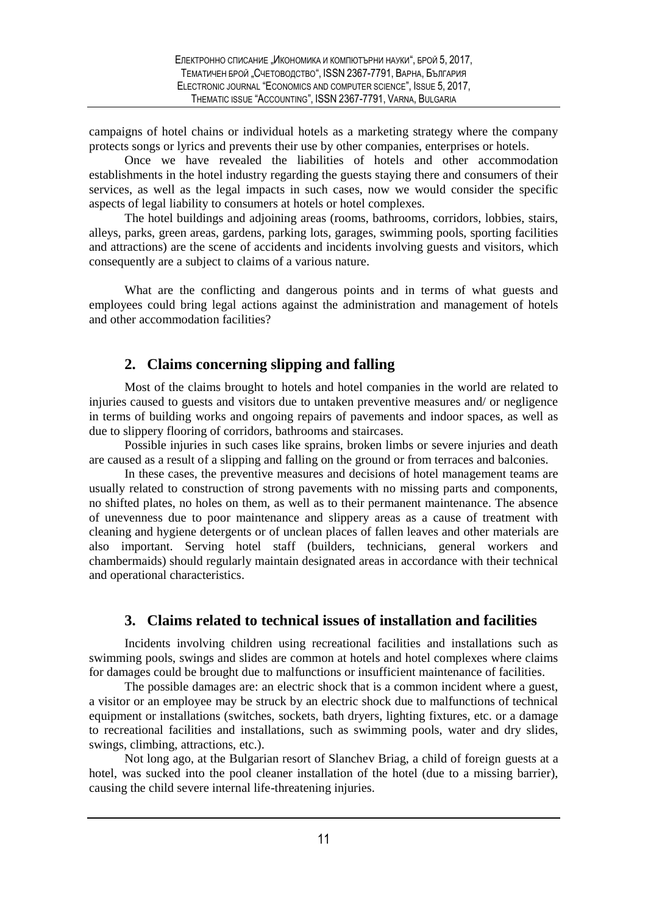campaigns of hotel chains or individual hotels as a marketing strategy where the company protects songs or lyrics and prevents their use by other companies, enterprises or hotels.

Once we have revealed the liabilities of hotels and other accommodation establishments in the hotel industry regarding the guests staying there and consumers of their services, as well as the legal impacts in such cases, now we would consider the specific aspects of legal liability to consumers at hotels or hotel complexes.

The hotel buildings and adjoining areas (rooms, bathrooms, corridors, lobbies, stairs, alleys, parks, green areas, gardens, parking lots, garages, swimming pools, sporting facilities and attractions) are the scene of accidents and incidents involving guests and visitors, which consequently are a subject to claims of a various nature.

What are the conflicting and dangerous points and in terms of what guests and employees could bring legal actions against the administration and management of hotels and other accommodation facilities?

## 2. Claims concerning slipping and falling

Most of the claims brought to hotels and hotel companies in the world are related to injuries caused to guests and visitors due to untaken preventive measures and/ or negligence in terms of building works and ongoing repairs of pavements and indoor spaces, as well as due to slippery flooring of corridors, bathrooms and staircases.

Possible injuries in such cases like sprains, broken limbs or severe injuries and death are caused as a result of a slipping and falling on the ground or from terraces and balconies.

In these cases, the preventive measures and decisions of hotel management teams are usually related to construction of strong pavements with no missing parts and components, no shifted plates, no holes on them, as well as to their permanent maintenance. The absence of unevenness due to poor maintenance and slippery areas as a cause of treatment with cleaning and hygiene detergents or of unclean places of fallen leaves and other materials are also important. Serving hotel staff (builders, technicians, general workers and chambermaids) should regularly maintain designated areas in accordance with their technical and operational characteristics.

## 3. Claims related to technical issues of installation and facilities

Incidents involving children using recreational facilities and installations such as swimming pools, swings and slides are common at hotels and hotel complexes where claims for damages could be brought due to malfunctions or insufficient maintenance of facilities.

The possible damages are: an electric shock that is a common incident where a guest, a visitor or an employee may be struck by an electric shock due to malfunctions of technical equipment or installations (switches, sockets, bath dryers, lighting fixtures, etc. or a damage to recreational facilities and installations, such as swimming pools, water and dry slides, swings, climbing, attractions, etc.).

Not long ago, at the Bulgarian resort of Slanchev Briag, a child of foreign guests at a hotel, was sucked into the pool cleaner installation of the hotel (due to a missing barrier), causing the child severe internal life-threatening injuries.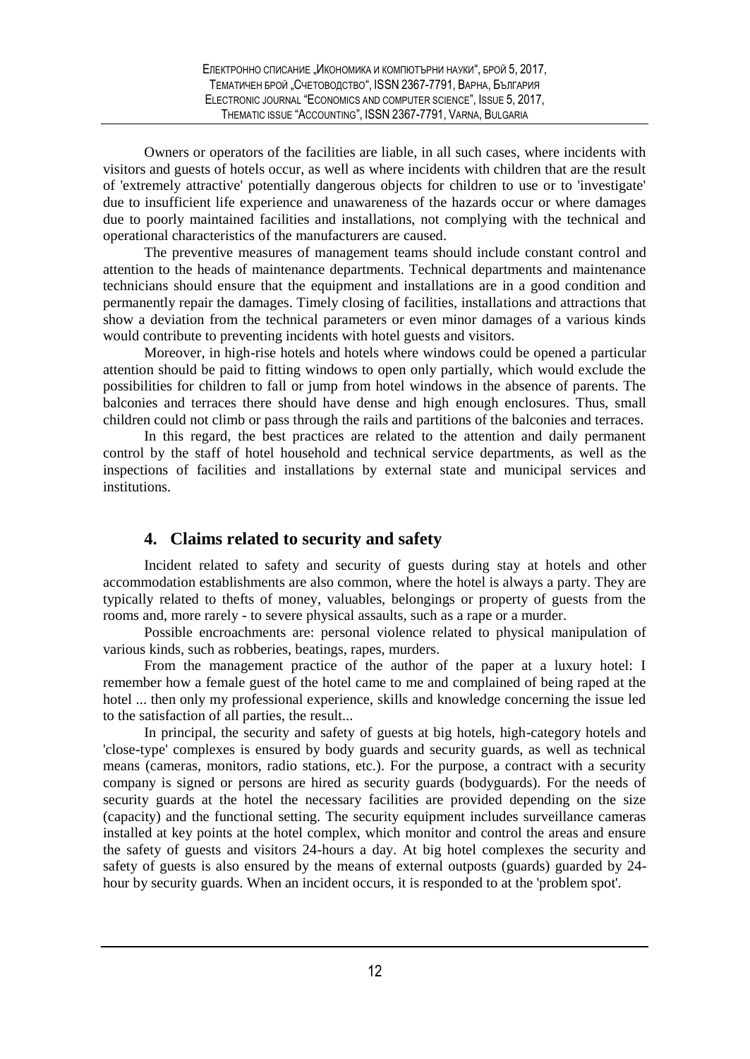Owners or operators of the facilities are liable, in all such cases, where incidents with visitors and guests of hotels occur, as well as where incidents with children that are the result of 'extremely attractive' potentially dangerous objects for children to use or to 'investigate' due to insufficient life experience and unawareness of the hazards occur or where damages due to poorly maintained facilities and installations, not complying with the technical and operational characteristics of the manufacturers are caused.

The preventive measures of management teams should include constant control and attention to the heads of maintenance departments. Technical departments and maintenance technicians should ensure that the equipment and installations are in a good condition and permanently repair the damages. Timely closing of facilities, installations and attractions that show a deviation from the technical parameters or even minor damages of a various kinds would contribute to preventing incidents with hotel guests and visitors.

Moreover, in high-rise hotels and hotels where windows could be opened a particular attention should be paid to fitting windows to open only partially, which would exclude the possibilities for children to fall or jump from hotel windows in the absence of parents. The balconies and terraces there should have dense and high enough enclosures. Thus, small children could not climb or pass through the rails and partitions of the balconies and terraces.

In this regard, the best practices are related to the attention and daily permanent control by the staff of hotel household and technical service departments, as well as the inspections of facilities and installations by external state and municipal services and institutions.

## 4. Claims related to security and safety

Incident related to safety and security of guests during stay at hotels and other accommodation establishments are also common, where the hotel is always a party. They are typically related to thefts of money, valuables, belongings or property of guests from the rooms and, more rarely - to severe physical assaults, such as a rape or a murder.

Possible encroachments are: personal violence related to physical manipulation of various kinds, such as robberies, beatings, rapes, murders.

From the management practice of the author of the paper at a luxury hotel: I remember how a female guest of the hotel came to me and complained of being raped at the hotel ... then only my professional experience, skills and knowledge concerning the issue led to the satisfaction of all parties, the result...

In principal, the security and safety of guests at big hotels, high-category hotels and 'close-type' complexes is ensured by body guards and security guards, as well as technical means (cameras, monitors, radio stations, etc.). For the purpose, a contract with a security company is signed or persons are hired as security guards (bodyguards). For the needs of security guards at the hotel the necessary facilities are provided depending on the size (capacity) and the functional setting. The security equipment includes surveillance cameras installed at key points at the hotel complex, which monitor and control the areas and ensure the safety of guests and visitors 24-hours a day. At big hotel complexes the security and safety of guests is also ensured by the means of external outposts (guards) guarded by 24-hour by security guards. When an incident occurs, it is responded to at the 'problem spot'.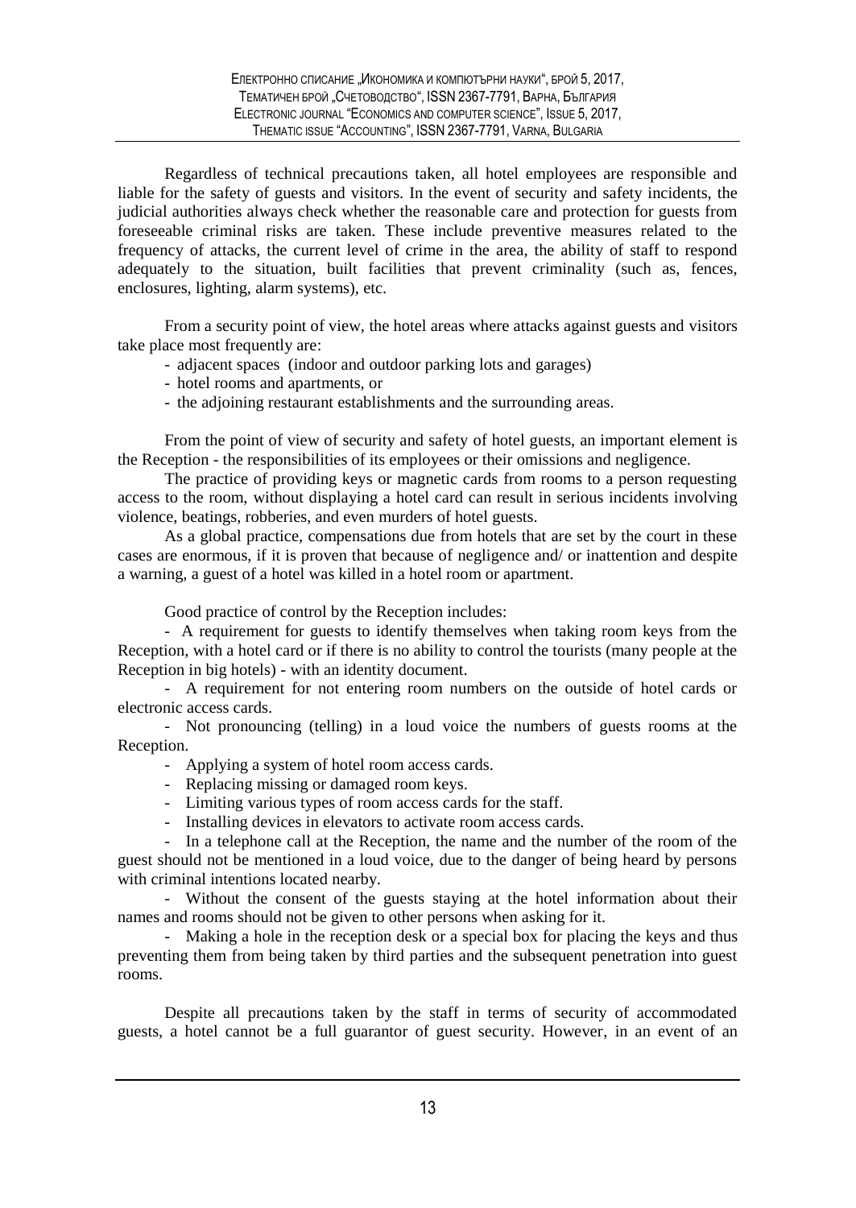Regardless of technical precautions taken, all hotel employees are responsible and liable for the safety of guests and visitors. In the event of security and safety incidents, the judicial authorities always check whether the reasonable care and protection for guests from foreseeable criminal risks are taken. These include preventive measures related to the frequency of attacks, the current level of crime in the area, the ability of staff to respond adequately to the situation, built facilities that prevent criminality (such as, fences, enclosures, lighting, alarm systems), etc.

From a security point of view, the hotel areas where attacks against guests and visitors take place most frequently are:

- adjacent spaces (indoor and outdoor parking lots and garages)
- hotel rooms and apartments, or
- the adjoining restaurant establishments and the surrounding areas.

From the point of view of security and safety of hotel guests, an important element is the Reception - the responsibilities of its employees or their omissions and negligence.

The practice of providing keys or magnetic cards from rooms to a person requesting access to the room, without displaying a hotel card can result in serious incidents involving violence, beatings, robberies, and even murders of hotel guests.

As a global practice, compensations due from hotels that are set by the court in these cases are enormous, if it is proven that because of negligence and/ or inattention and despite a warning, a guest of a hotel was killed in a hotel room or apartment.

Good practice of control by the Reception includes:

- A requirement for guests to identify themselves when taking room keys from the Reception, with a hotel card or if there is no ability to control the tourists (many people at the Reception in big hotels) - with an identity document.
- A requirement for not entering room numbers on the outside of hotel cards or electronic access cards.
- Not pronouncing (telling) in a loud voice the numbers of guests rooms at the Reception.
- Applying a system of hotel room access cards.
- Replacing missing or damaged room keys.
- Limiting various types of room access cards for the staff.
- Installing devices in elevators to activate room access cards.
- In a telephone call at the Reception, the name and the number of the room of the guest should not be mentioned in a loud voice, due to the danger of being heard by persons with criminal intentions located nearby.
- Without the consent of the guests staying at the hotel information about their names and rooms should not be given to other persons when asking for it.
- Making a hole in the reception desk or a special box for placing the keys and thus preventing them from being taken by third parties and the subsequent penetration into guest rooms.

Despite all precautions taken by the staff in terms of security of accommodated guests, a hotel cannot be a full guarantor of guest security. However, in an event of an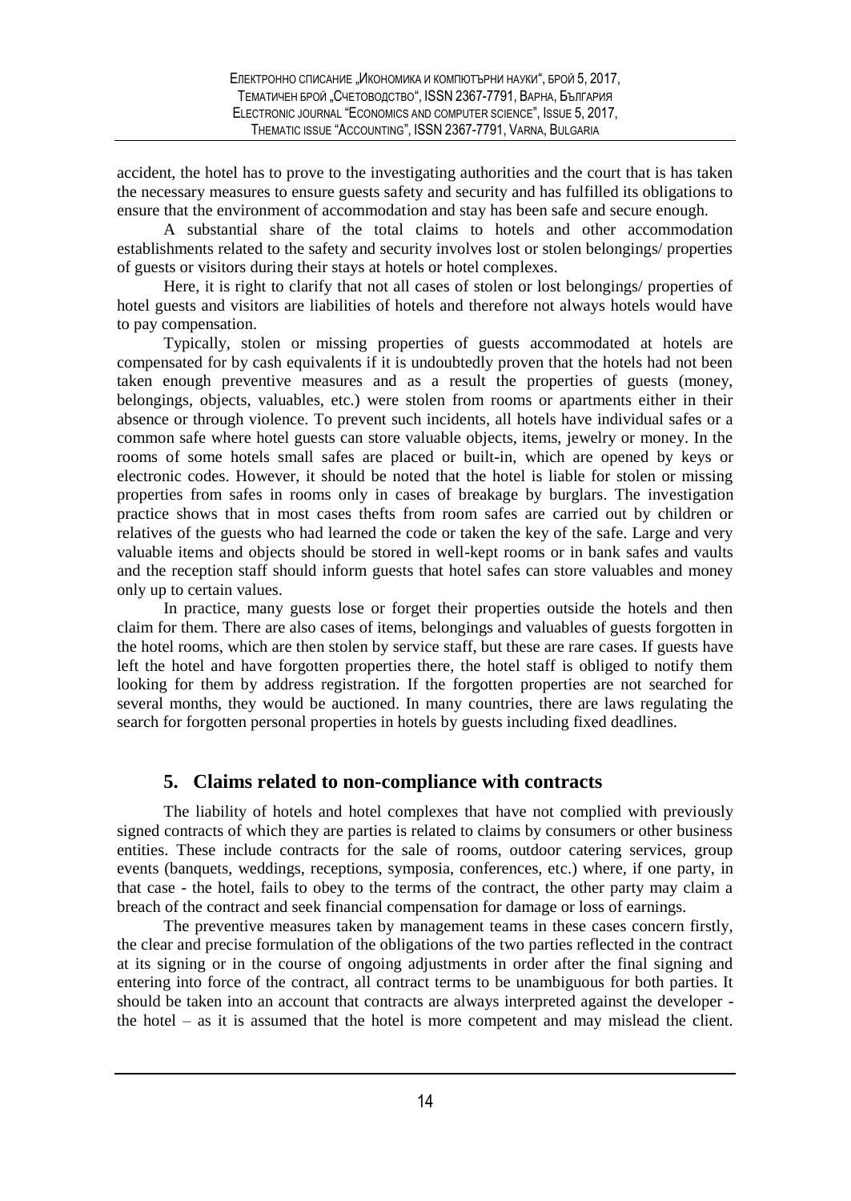accident, the hotel has to prove to the investigating authorities and the court that is has taken the necessary measures to ensure guests safety and security and has fulfilled its obligations to ensure that the environment of accommodation and stay has been safe and secure enough.

A substantial share of the total claims to hotels and other accommodation establishments related to the safety and security involves lost or stolen belongings/ properties of guests or visitors during their stays at hotels or hotel complexes.

Here, it is right to clarify that not all cases of stolen or lost belongings/ properties of hotel guests and visitors are liabilities of hotels and therefore not always hotels would have to pay compensation.

Typically, stolen or missing properties of guests accommodated at hotels are compensated for by cash equivalents if it is undoubtedly proven that the hotels had not been taken enough preventive measures and as a result the properties of guests (money, belongings, objects, valuables, etc.) were stolen from rooms or apartments either in their absence or through violence. To prevent such incidents, all hotels have individual safes or a common safe where hotel guests can store valuable objects, items, jewelry or money. In the rooms of some hotels small safes are placed or built-in, which are opened by keys or electronic codes. However, it should be noted that the hotel is liable for stolen or missing properties from safes in rooms only in cases of breakage by burglars. The investigation practice shows that in most cases thefts from room safes are carried out by children or relatives of the guests who had learned the code or taken the key of the safe. Large and very valuable items and objects should be stored in well-kept rooms or in bank safes and vaults and the reception staff should inform guests that hotel safes can store valuables and money only up to certain values.

In practice, many guests lose or forget their properties outside the hotels and then claim for them. There are also cases of items, belongings and valuables of guests forgotten in the hotel rooms, which are then stolen by service staff, but these are rare cases. If guests have left the hotel and have forgotten properties there, the hotel staff is obliged to notify them looking for them by address registration. If the forgotten properties are not searched for several months, they would be auctioned. In many countries, there are laws regulating the search for forgotten personal properties in hotels by guests including fixed deadlines.

## 5. Claims related to non-compliance with contracts

The liability of hotels and hotel complexes that have not complied with previously signed contracts of which they are parties is related to claims by consumers or other business entities. These include contracts for the sale of rooms, outdoor catering services, group events (banquets, weddings, receptions, symposia, conferences, etc.) where, if one party, in that case - the hotel, fails to obey to the terms of the contract, the other party may claim a breach of the contract and seek financial compensation for damage or loss of earnings.

The preventive measures taken by management teams in these cases concern firstly, the clear and precise formulation of the obligations of the two parties reflected in the contract at its signing or in the course of ongoing adjustments in order after the final signing and entering into force of the contract, all contract terms to be unambiguous for both parties. It should be taken into an account that contracts are always interpreted against the developer - the hotel – as it is assumed that the hotel is more competent and may mislead the client.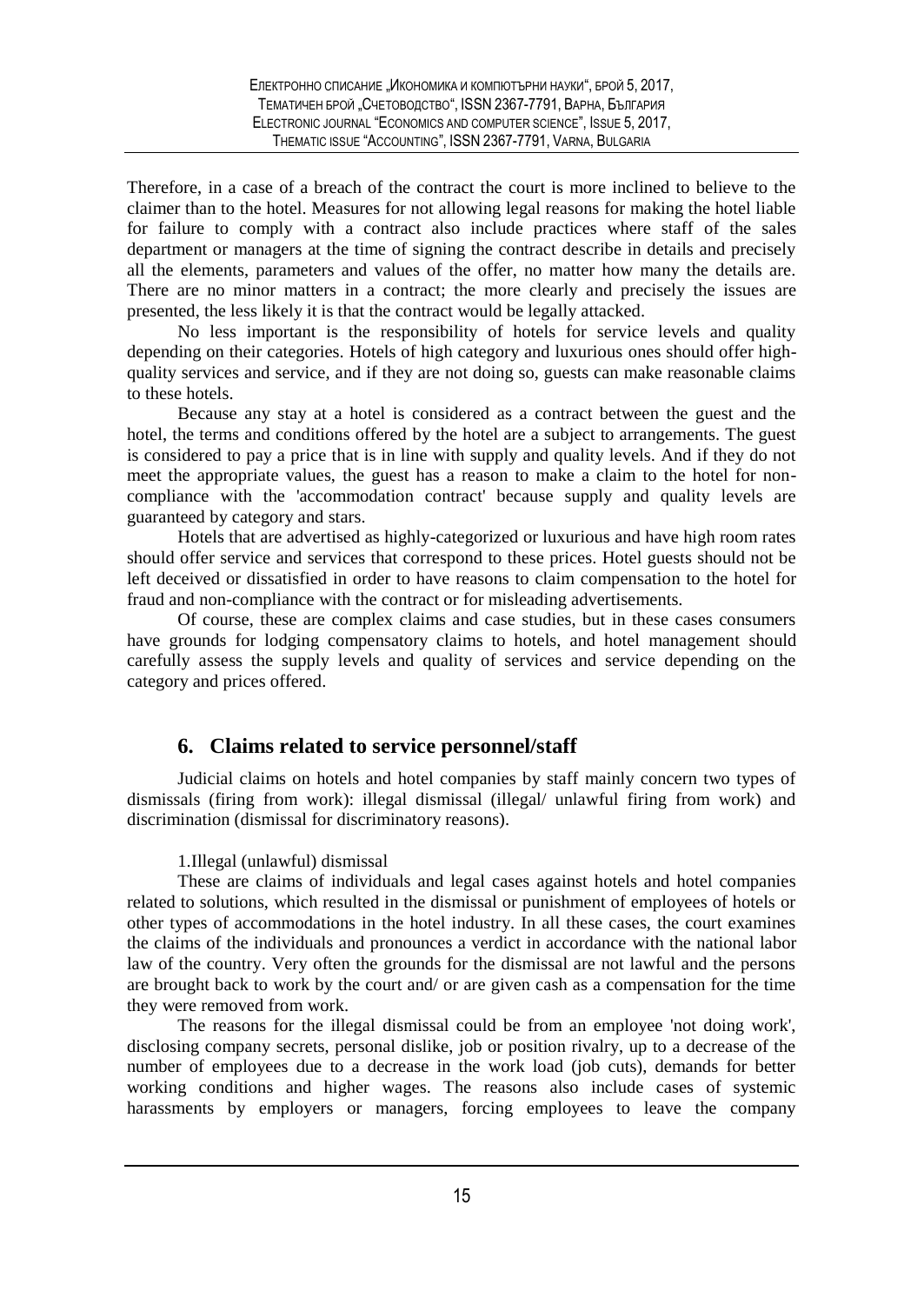Therefore, in a case of a breach of the contract the court is more inclined to believe to the claimer than to the hotel. Measures for not allowing legal reasons for making the hotel liable for failure to comply with a contract also include practices where staff of the sales department or managers at the time of signing the contract describe in details and precisely all the elements, parameters and values of the offer, no matter how many the details are. There are no minor matters in a contract; the more clearly and precisely the issues are presented, the less likely it is that the contract would be legally attacked.

No less important is the responsibility of hotels for service levels and quality depending on their categories. Hotels of high category and luxurious ones should offer high-quality services and service, and if they are not doing so, guests can make reasonable claims to these hotels.

Because any stay at a hotel is considered as a contract between the guest and the hotel, the terms and conditions offered by the hotel are a subject to arrangements. The guest is considered to pay a price that is in line with supply and quality levels. And if they do not meet the appropriate values, the guest has a reason to make a claim to the hotel for non-compliance with the 'accommodation contract' because supply and quality levels are guaranteed by category and stars.

Hotels that are advertised as highly-categorized or luxurious and have high room rates should offer service and services that correspond to these prices. Hotel guests should not be left deceived or dissatisfied in order to have reasons to claim compensation to the hotel for fraud and non-compliance with the contract or for misleading advertisements.

Of course, these are complex claims and case studies, but in these cases consumers have grounds for lodging compensatory claims to hotels, and hotel management should carefully assess the supply levels and quality of services and service depending on the category and prices offered.

## 6. Claims related to service personnel/staff

Judicial claims on hotels and hotel companies by staff mainly concern two types of dismissals (firing from work): illegal dismissal (illegal/ unlawful firing from work) and discrimination (dismissal for discriminatory reasons).

1.Illegal (unlawful) dismissal

These are claims of individuals and legal cases against hotels and hotel companies related to solutions, which resulted in the dismissal or punishment of employees of hotels or other types of accommodations in the hotel industry. In all these cases, the court examines the claims of the individuals and pronounces a verdict in accordance with the national labor law of the country. Very often the grounds for the dismissal are not lawful and the persons are brought back to work by the court and/ or are given cash as a compensation for the time they were removed from work.

The reasons for the illegal dismissal could be from an employee 'not doing work', disclosing company secrets, personal dislike, job or position rivalry, up to a decrease of the number of employees due to a decrease in the work load (job cuts), demands for better working conditions and higher wages. The reasons also include cases of systemic harassments by employers or managers, forcing employees to leave the company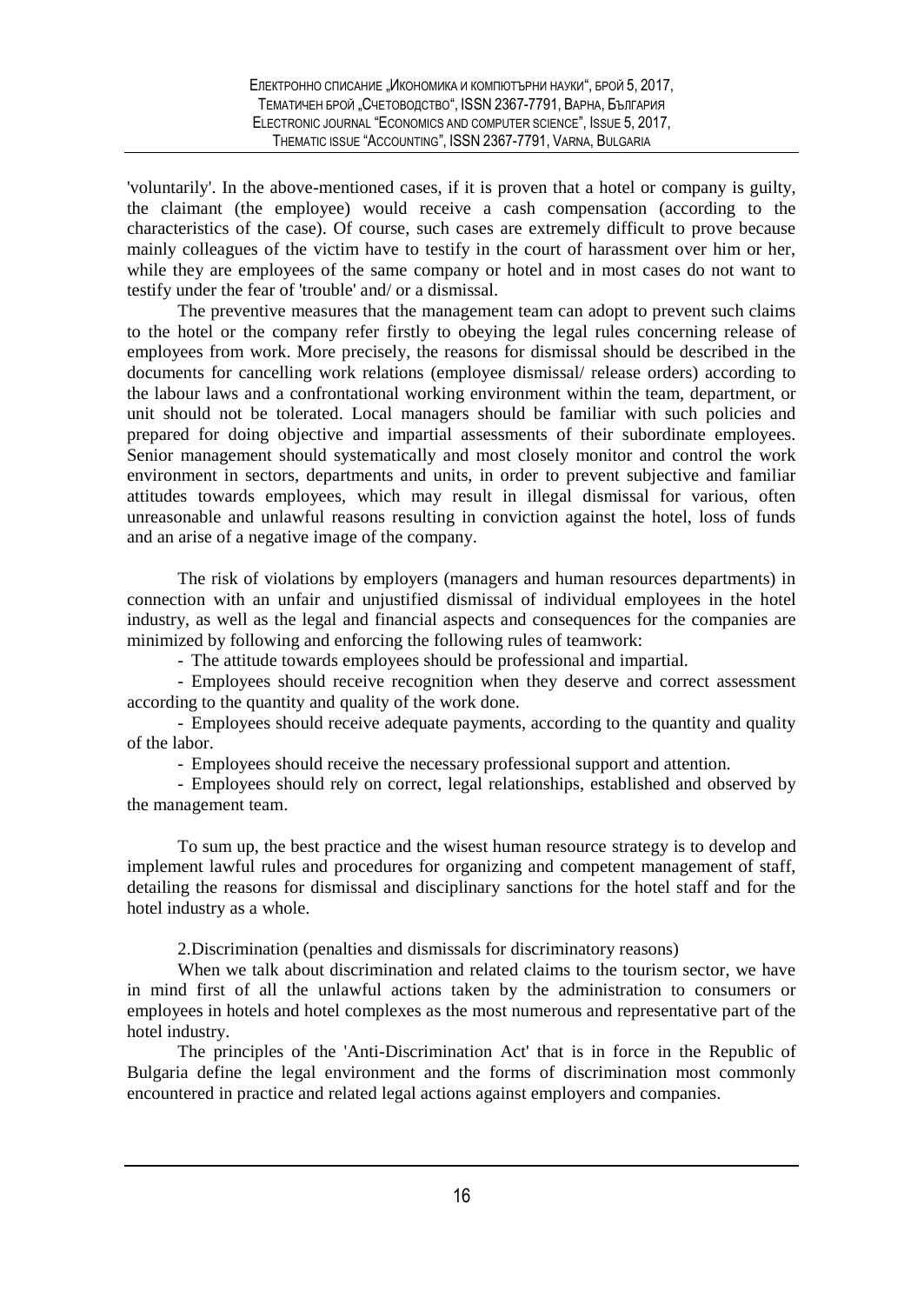'voluntarily'. In the above-mentioned cases, if it is proven that a hotel or company is guilty, the claimant (the employee) would receive a cash compensation (according to the characteristics of the case). Of course, such cases are extremely difficult to prove because mainly colleagues of the victim have to testify in the court of harassment over him or her, while they are employees of the same company or hotel and in most cases do not want to testify under the fear of 'trouble' and/ or a dismissal.

The preventive measures that the management team can adopt to prevent such claims to the hotel or the company refer firstly to obeying the legal rules concerning release of employees from work. More precisely, the reasons for dismissal should be described in the documents for cancelling work relations (employee dismissal/ release orders) according to the labour laws and a confrontational working environment within the team, department, or unit should not be tolerated. Local managers should be familiar with such policies and prepared for doing objective and impartial assessments of their subordinate employees. Senior management should systematically and most closely monitor and control the work environment in sectors, departments and units, in order to prevent subjective and familiar attitudes towards employees, which may result in illegal dismissal for various, often unreasonable and unlawful reasons resulting in conviction against the hotel, loss of funds and an arise of a negative image of the company.

The risk of violations by employers (managers and human resources departments) in connection with an unfair and unjustified dismissal of individual employees in the hotel industry, as well as the legal and financial aspects and consequences for the companies are minimized by following and enforcing the following rules of teamwork:

- The attitude towards employees should be professional and impartial.
- Employees should receive recognition when they deserve and correct assessment according to the quantity and quality of the work done.
- Employees should receive adequate payments, according to the quantity and quality of the labor.
- Employees should receive the necessary professional support and attention.
- Employees should rely on correct, legal relationships, established and observed by the management team.

To sum up, the best practice and the wisest human resource strategy is to develop and implement lawful rules and procedures for organizing and competent management of staff, detailing the reasons for dismissal and disciplinary sanctions for the hotel staff and for the hotel industry as a whole.

2.Discrimination (penalties and dismissals for discriminatory reasons)

When we talk about discrimination and related claims to the tourism sector, we have in mind first of all the unlawful actions taken by the administration to consumers or employees in hotels and hotel complexes as the most numerous and representative part of the hotel industry.

The principles of the 'Anti-Discrimination Act' that is in force in the Republic of Bulgaria define the legal environment and the forms of discrimination most commonly encountered in practice and related legal actions against employers and companies.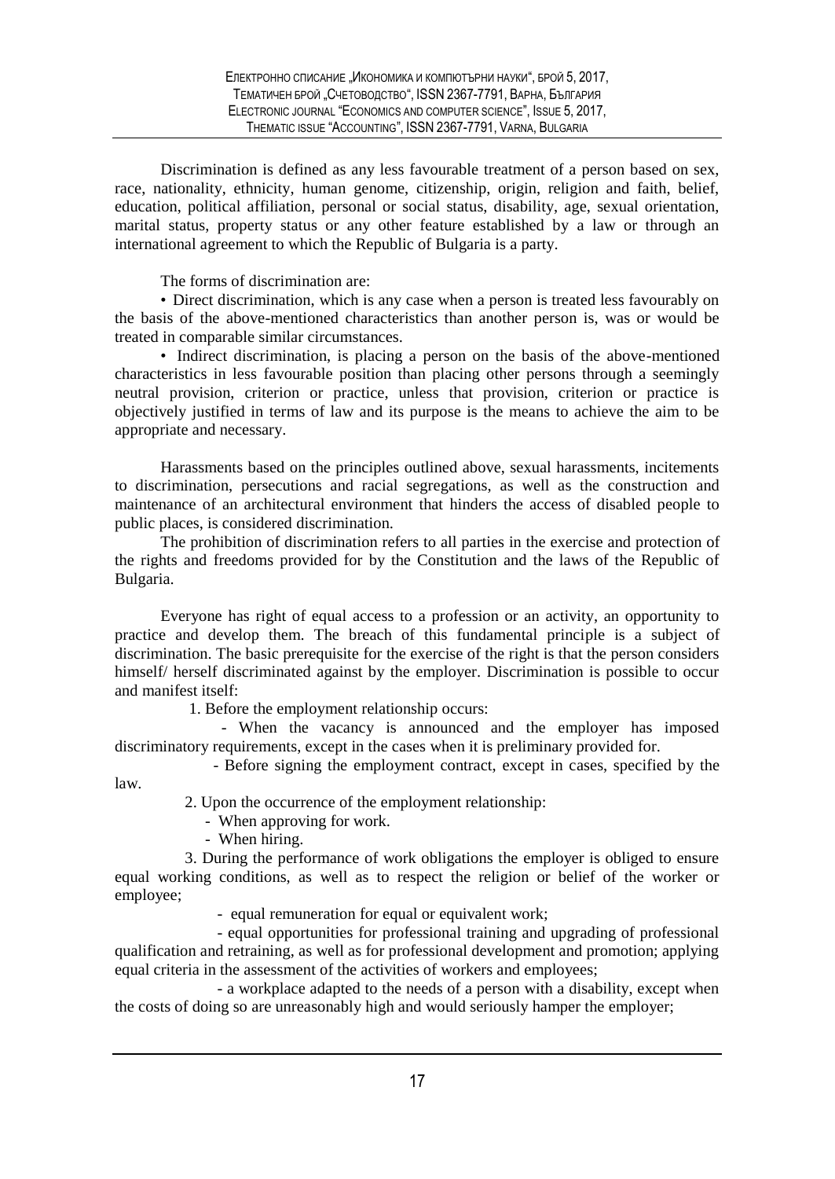Discrimination is defined as any less favourable treatment of a person based on sex, race, nationality, ethnicity, human genome, citizenship, origin, religion and faith, belief, education, political affiliation, personal or social status, disability, age, sexual orientation, marital status, property status or any other feature established by a law or through an international agreement to which the Republic of Bulgaria is a party.

The forms of discrimination are:

- Direct discrimination, which is any case when a person is treated less favourably on the basis of the above-mentioned characteristics than another person is, was or would be treated in comparable similar circumstances.
- Indirect discrimination, is placing a person on the basis of the above-mentioned characteristics in less favourable position than placing other persons through a seemingly neutral provision, criterion or practice, unless that provision, criterion or practice is objectively justified in terms of law and its purpose is the means to achieve the aim to be appropriate and necessary.

Harassments based on the principles outlined above, sexual harassments, incitements to discrimination, persecutions and racial segregations, as well as the construction and maintenance of an architectural environment that hinders the access of disabled people to public places, is considered discrimination.

The prohibition of discrimination refers to all parties in the exercise and protection of the rights and freedoms provided for by the Constitution and the laws of the Republic of Bulgaria.

Everyone has right of equal access to a profession or an activity, an opportunity to practice and develop them. The breach of this fundamental principle is a subject of discrimination. The basic prerequisite for the exercise of the right is that the person considers himself/ herself discriminated against by the employer. Discrimination is possible to occur and manifest itself:

1. Before the employment relationship occurs:
   - When the vacancy is announced and the employer has imposed discriminatory requirements, except in the cases when it is preliminary provided for.
   - Before signing the employment contract, except in cases, specified by the law.
2. Upon the occurrence of the employment relationship:
   - When approving for work.
   - When hiring.
3. During the performance of work obligations the employer is obliged to ensure equal working conditions, as well as to respect the religion or belief of the worker or employee;
   - equal remuneration for equal or equivalent work;
   - equal opportunities for professional training and upgrading of professional qualification and retraining, as well as for professional development and promotion; applying equal criteria in the assessment of the activities of workers and employees;
   - a workplace adapted to the needs of a person with a disability, except when the costs of doing so are unreasonably high and would seriously hamper the employer;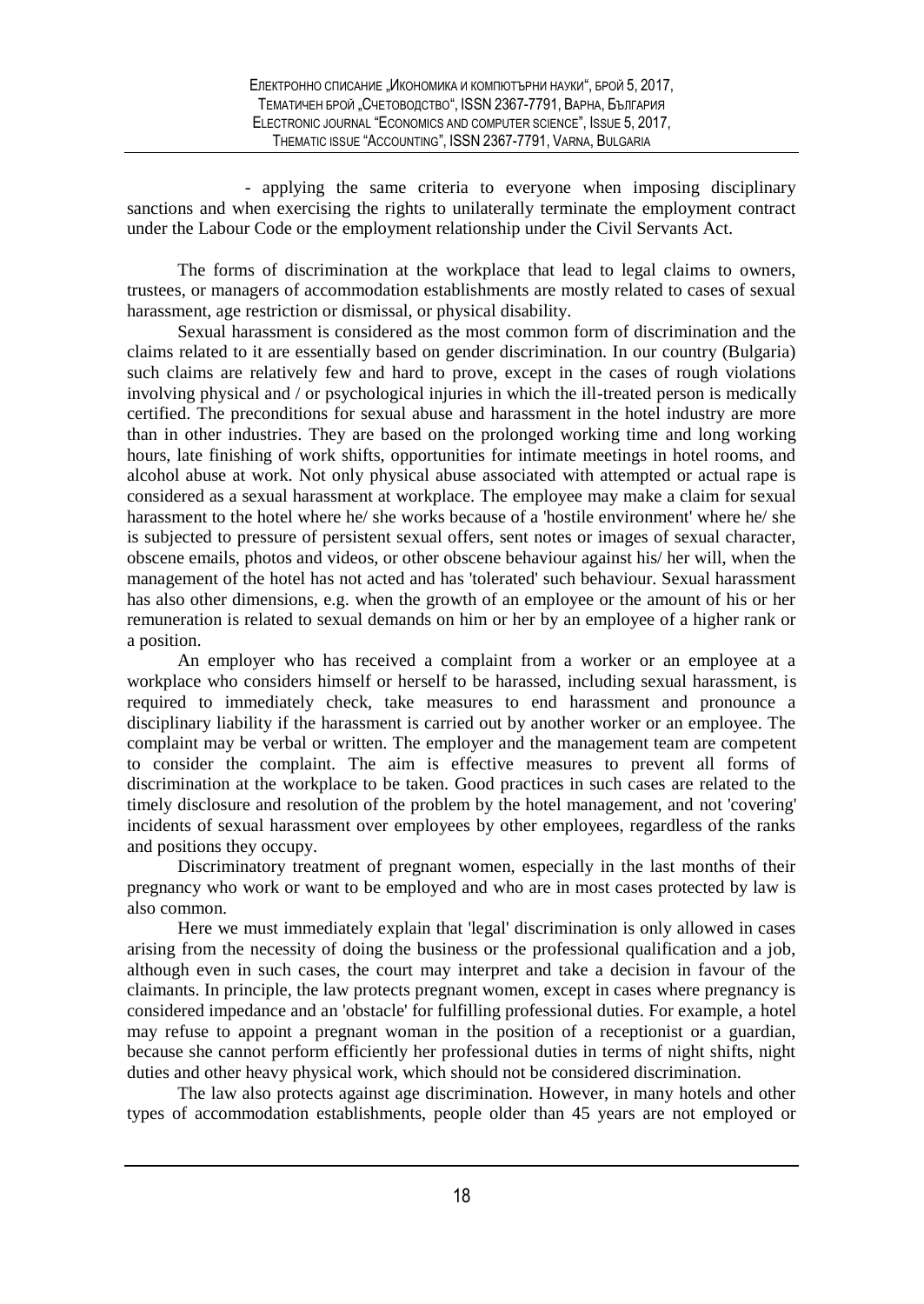- applying the same criteria to everyone when imposing disciplinary sanctions and when exercising the rights to unilaterally terminate the employment contract under the Labour Code or the employment relationship under the Civil Servants Act.

The forms of discrimination at the workplace that lead to legal claims to owners, trustees, or managers of accommodation establishments are mostly related to cases of sexual harassment, age restriction or dismissal, or physical disability.

Sexual harassment is considered as the most common form of discrimination and the claims related to it are essentially based on gender discrimination. In our country (Bulgaria) such claims are relatively few and hard to prove, except in the cases of rough violations involving physical and / or psychological injuries in which the ill-treated person is medically certified. The preconditions for sexual abuse and harassment in the hotel industry are more than in other industries. They are based on the prolonged working time and long working hours, late finishing of work shifts, opportunities for intimate meetings in hotel rooms, and alcohol abuse at work. Not only physical abuse associated with attempted or actual rape is considered as a sexual harassment at workplace. The employee may make a claim for sexual harassment to the hotel where he/ she works because of a 'hostile environment' where he/ she is subjected to pressure of persistent sexual offers, sent notes or images of sexual character, obscene emails, photos and videos, or other obscene behaviour against his/ her will, when the management of the hotel has not acted and has 'tolerated' such behaviour. Sexual harassment has also other dimensions, e.g. when the growth of an employee or the amount of his or her remuneration is related to sexual demands on him or her by an employee of a higher rank or a position.

An employer who has received a complaint from a worker or an employee at a workplace who considers himself or herself to be harassed, including sexual harassment, is required to immediately check, take measures to end harassment and pronounce a disciplinary liability if the harassment is carried out by another worker or an employee. The complaint may be verbal or written. The employer and the management team are competent to consider the complaint. The aim is effective measures to prevent all forms of discrimination at the workplace to be taken. Good practices in such cases are related to the timely disclosure and resolution of the problem by the hotel management, and not 'covering' incidents of sexual harassment over employees by other employees, regardless of the ranks and positions they occupy.

Discriminatory treatment of pregnant women, especially in the last months of their pregnancy who work or want to be employed and who are in most cases protected by law is also common.

Here we must immediately explain that 'legal' discrimination is only allowed in cases arising from the necessity of doing the business or the professional qualification and a job, although even in such cases, the court may interpret and take a decision in favour of the claimants. In principle, the law protects pregnant women, except in cases where pregnancy is considered impedance and an 'obstacle' for fulfilling professional duties. For example, a hotel may refuse to appoint a pregnant woman in the position of a receptionist or a guardian, because she cannot perform efficiently her professional duties in terms of night shifts, night duties and other heavy physical work, which should not be considered discrimination.

The law also protects against age discrimination. However, in many hotels and other types of accommodation establishments, people older than 45 years are not employed or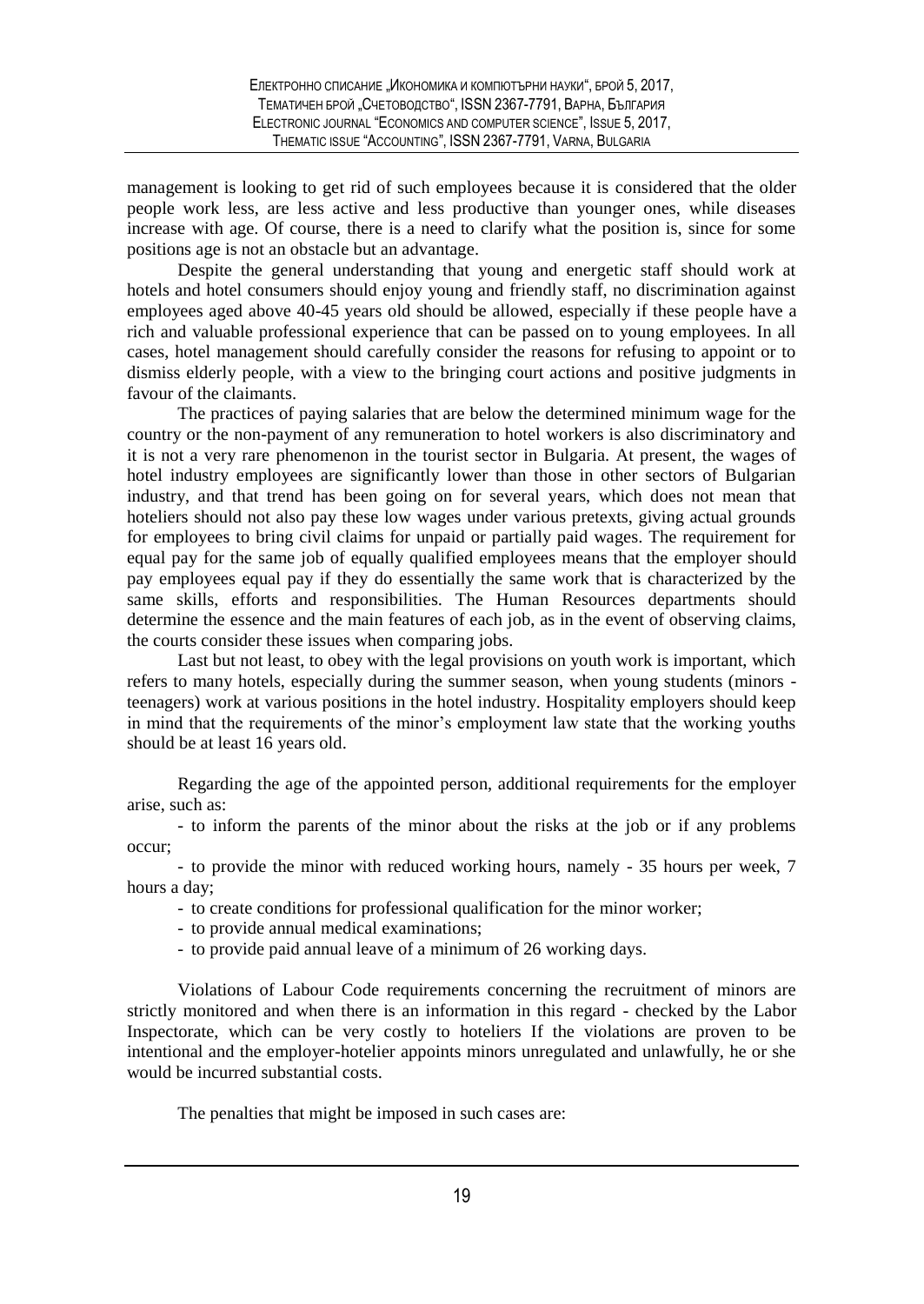management is looking to get rid of such employees because it is considered that the older people work less, are less active and less productive than younger ones, while diseases increase with age. Of course, there is a need to clarify what the position is, since for some positions age is not an obstacle but an advantage.

Despite the general understanding that young and energetic staff should work at hotels and hotel consumers should enjoy young and friendly staff, no discrimination against employees aged above 40-45 years old should be allowed, especially if these people have a rich and valuable professional experience that can be passed on to young employees. In all cases, hotel management should carefully consider the reasons for refusing to appoint or to dismiss elderly people, with a view to the bringing court actions and positive judgments in favour of the claimants.

The practices of paying salaries that are below the determined minimum wage for the country or the non-payment of any remuneration to hotel workers is also discriminatory and it is not a very rare phenomenon in the tourist sector in Bulgaria. At present, the wages of hotel industry employees are significantly lower than those in other sectors of Bulgarian industry, and that trend has been going on for several years, which does not mean that hoteliers should not also pay these low wages under various pretexts, giving actual grounds for employees to bring civil claims for unpaid or partially paid wages. The requirement for equal pay for the same job of equally qualified employees means that the employer should pay employees equal pay if they do essentially the same work that is characterized by the same skills, efforts and responsibilities. The Human Resources departments should determine the essence and the main features of each job, as in the event of observing claims, the courts consider these issues when comparing jobs.

Last but not least, to obey with the legal provisions on youth work is important, which refers to many hotels, especially during the summer season, when young students (minors - teenagers) work at various positions in the hotel industry. Hospitality employers should keep in mind that the requirements of the minor's employment law state that the working youths should be at least 16 years old.

Regarding the age of the appointed person, additional requirements for the employer arise, such as:

- to inform the parents of the minor about the risks at the job or if any problems occur;
- to provide the minor with reduced working hours, namely - 35 hours per week, 7 hours a day;
- to create conditions for professional qualification for the minor worker;
- to provide annual medical examinations;
- to provide paid annual leave of a minimum of 26 working days.

Violations of Labour Code requirements concerning the recruitment of minors are strictly monitored and when there is an information in this regard - checked by the Labor Inspectorate, which can be very costly to hoteliers If the violations are proven to be intentional and the employer-hotelier appoints minors unregulated and unlawfully, he or she would be incurred substantial costs.

The penalties that might be imposed in such cases are: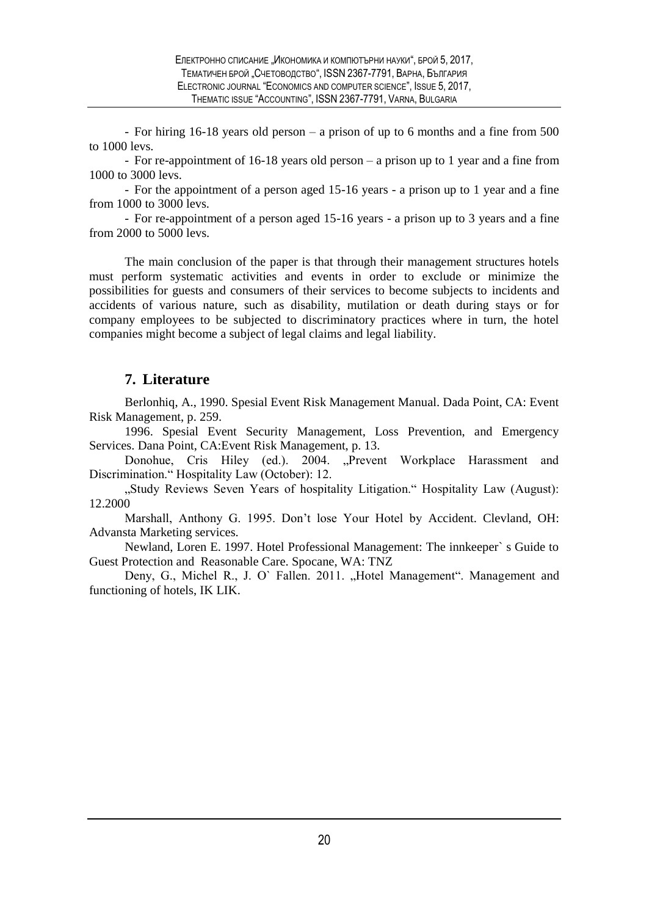- For hiring 16-18 years old person – a prison of up to 6 months and a fine from 500 to 1000 levs.

- For re-appointment of 16-18 years old person – a prison up to 1 year and a fine from 1000 to 3000 levs.

- For the appointment of a person aged 15-16 years - a prison up to 1 year and a fine from 1000 to 3000 levs.

- For re-appointment of a person aged 15-16 years - a prison up to 3 years and a fine from 2000 to 5000 levs.

The main conclusion of the paper is that through their management structures hotels must perform systematic activities and events in order to exclude or minimize the possibilities for guests and consumers of their services to become subjects to incidents and accidents of various nature, such as disability, mutilation or death during stays or for company employees to be subjected to discriminatory practices where in turn, the hotel companies might become a subject of legal claims and legal liability.

## 7. Literature

Berlonhiq, A., 1990. Spesial Event Risk Management Manual. Dada Point, CA: Event Risk Management, p. 259.

1996. Spesial Event Security Management, Loss Prevention, and Emergency Services. Dana Point, CA:Event Risk Management, p. 13.

Donohue, Cris Hiley (ed.). 2004. „Prevent Workplace Harassment and Discrimination.“ Hospitality Law (October): 12.

„Study Reviews Seven Years of hospitality Litigation.“ Hospitality Law (August): 12.2000

Marshall, Anthony G. 1995. Don't lose Your Hotel by Accident. Clevland, OH: Advansta Marketing services.

Newland, Loren E. 1997. Hotel Professional Management: The innkeeper` s Guide to Guest Protection and Reasonable Care. Spocane, WA: TNZ

Deny, G., Michel R., J. O` Fallen. 2011. „Hotel Management“. Management and functioning of hotels, IK LIK.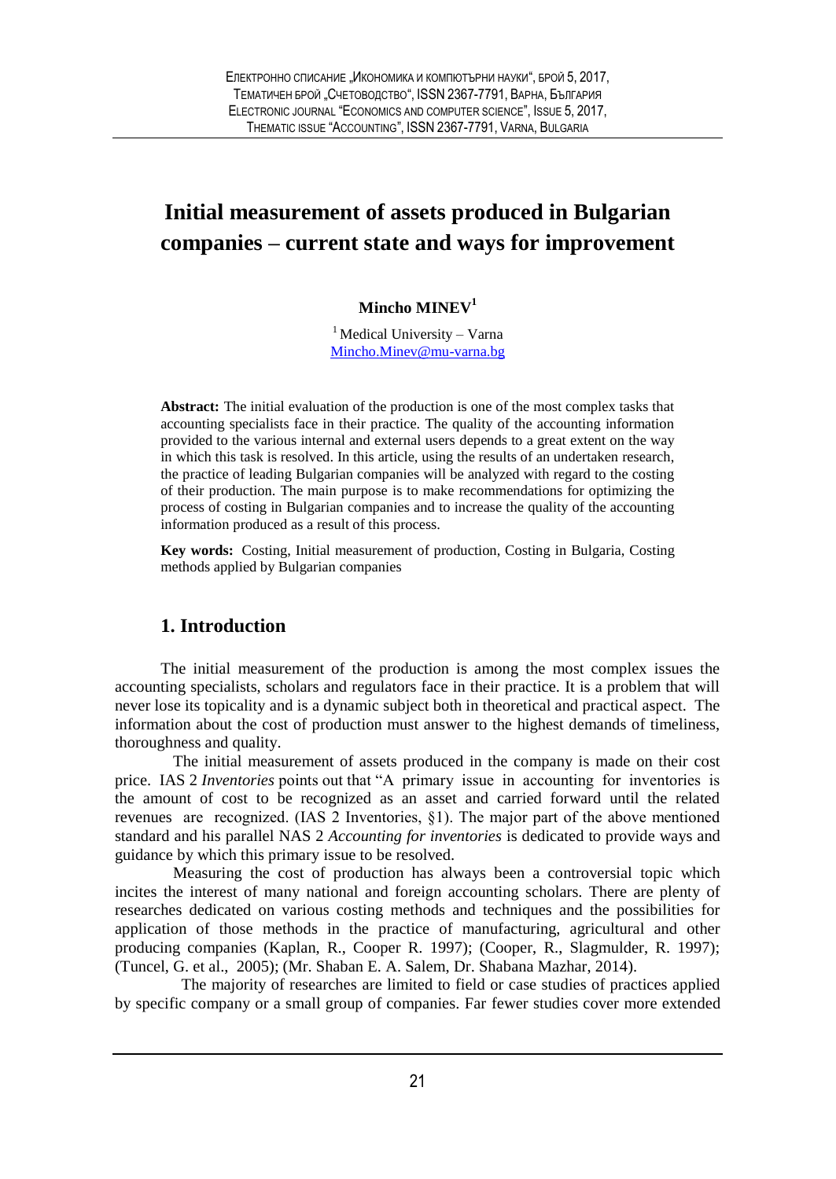# Initial measurement of assets produced in Bulgarian companies – current state and ways for improvement

**Mincho MINEV**[1]

[1] Medical University – Varna
Mincho.Minev@mu-varna.bg

**Abstract:** The initial evaluation of the production is one of the most complex tasks that accounting specialists face in their practice. The quality of the accounting information provided to the various internal and external users depends to a great extent on the way in which this task is resolved. In this article, using the results of an undertaken research, the practice of leading Bulgarian companies will be analyzed with regard to the costing of their production. The main purpose is to make recommendations for optimizing the process of costing in Bulgarian companies and to increase the quality of the accounting information produced as a result of this process.

**Key words:** Costing, Initial measurement of production, Costing in Bulgaria, Costing methods applied by Bulgarian companies

## 1. Introduction

The initial measurement of the production is among the most complex issues the accounting specialists, scholars and regulators face in their practice. It is a problem that will never lose its topicality and is a dynamic subject both in theoretical and practical aspect. The information about the cost of production must answer to the highest demands of timeliness, thoroughness and quality.

The initial measurement of assets produced in the company is made on their cost price. IAS 2 *Inventories* points out that "A primary issue in accounting for inventories is the amount of cost to be recognized as an asset and carried forward until the related revenues are recognized. (IAS 2 Inventories, §1). The major part of the above mentioned standard and his parallel NAS 2 *Accounting for inventories* is dedicated to provide ways and guidance by which this primary issue to be resolved.

Measuring the cost of production has always been a controversial topic which incites the interest of many national and foreign accounting scholars. There are plenty of researches dedicated on various costing methods and techniques and the possibilities for application of those methods in the practice of manufacturing, agricultural and other producing companies (Kaplan, R., Cooper R. 1997); (Cooper, R., Slagmulder, R. 1997); (Tuncel, G. et al., 2005); (Mr. Shaban E. A. Salem, Dr. Shabana Mazhar, 2014).

The majority of researches are limited to field or case studies of practices applied by specific company or a small group of companies. Far fewer studies cover more extended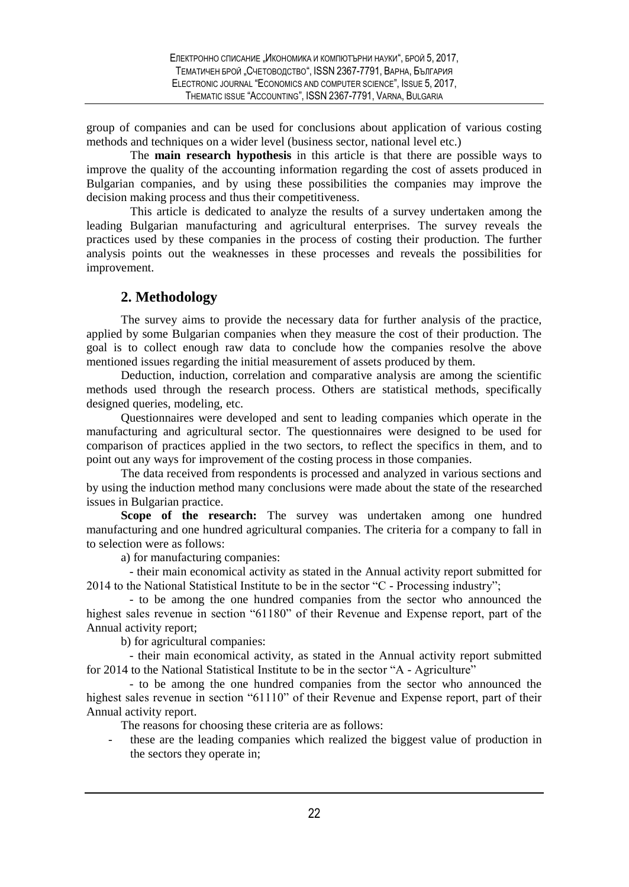group of companies and can be used for conclusions about application of various costing methods and techniques on a wider level (business sector, national level etc.)

The **main research hypothesis** in this article is that there are possible ways to improve the quality of the accounting information regarding the cost of assets produced in Bulgarian companies, and by using these possibilities the companies may improve the decision making process and thus their competitiveness.

This article is dedicated to analyze the results of a survey undertaken among the leading Bulgarian manufacturing and agricultural enterprises. The survey reveals the practices used by these companies in the process of costing their production. The further analysis points out the weaknesses in these processes and reveals the possibilities for improvement.

## 2. Methodology

The survey aims to provide the necessary data for further analysis of the practice, applied by some Bulgarian companies when they measure the cost of their production. The goal is to collect enough raw data to conclude how the companies resolve the above mentioned issues regarding the initial measurement of assets produced by them.

Deduction, induction, correlation and comparative analysis are among the scientific methods used through the research process. Others are statistical methods, specifically designed queries, modeling, etc.

Questionnaires were developed and sent to leading companies which operate in the manufacturing and agricultural sector. The questionnaires were designed to be used for comparison of practices applied in the two sectors, to reflect the specifics in them, and to point out any ways for improvement of the costing process in those companies.

The data received from respondents is processed and analyzed in various sections and by using the induction method many conclusions were made about the state of the researched issues in Bulgarian practice.

**Scope of the research:** The survey was undertaken among one hundred manufacturing and one hundred agricultural companies. The criteria for a company to fall in to selection were as follows:

a) for manufacturing companies:

- their main economical activity as stated in the Annual activity report submitted for 2014 to the National Statistical Institute to be in the sector "C - Processing industry";

- to be among the one hundred companies from the sector who announced the highest sales revenue in section "61180" of their Revenue and Expense report, part of the Annual activity report;

b) for agricultural companies:

- their main economical activity, as stated in the Annual activity report submitted for 2014 to the National Statistical Institute to be in the sector "A - Agriculture"

- to be among the one hundred companies from the sector who announced the highest sales revenue in section "61110" of their Revenue and Expense report, part of their Annual activity report.

The reasons for choosing these criteria are as follows:

- these are the leading companies which realized the biggest value of production in the sectors they operate in;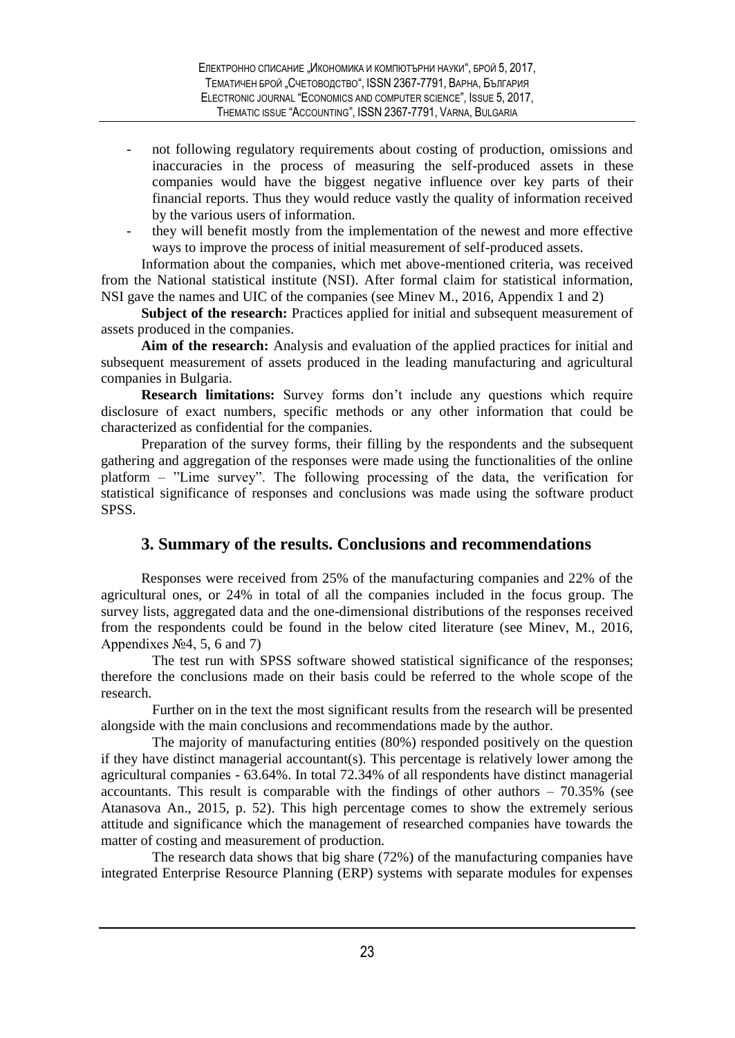- not following regulatory requirements about costing of production, omissions and inaccuracies in the process of measuring the self-produced assets in these companies would have the biggest negative influence over key parts of their financial reports. Thus they would reduce vastly the quality of information received by the various users of information.
- they will benefit mostly from the implementation of the newest and more effective ways to improve the process of initial measurement of self-produced assets.

Information about the companies, which met above-mentioned criteria, was received from the National statistical institute (NSI). After formal claim for statistical information, NSI gave the names and UIC of the companies (see Minev M., 2016, Appendix 1 and 2)

**Subject of the research:** Practices applied for initial and subsequent measurement of assets produced in the companies.

**Aim of the research:** Analysis and evaluation of the applied practices for initial and subsequent measurement of assets produced in the leading manufacturing and agricultural companies in Bulgaria.

**Research limitations:** Survey forms don't include any questions which require disclosure of exact numbers, specific methods or any other information that could be characterized as confidential for the companies.

Preparation of the survey forms, their filling by the respondents and the subsequent gathering and aggregation of the responses were made using the functionalities of the online platform – "Lime survey". The following processing of the data, the verification for statistical significance of responses and conclusions was made using the software product SPSS.

## 3. Summary of the results. Conclusions and recommendations

Responses were received from 25% of the manufacturing companies and 22% of the agricultural ones, or 24% in total of all the companies included in the focus group. The survey lists, aggregated data and the one-dimensional distributions of the responses received from the respondents could be found in the below cited literature (see Minev, M., 2016, Appendixes №4, 5, 6 and 7)

The test run with SPSS software showed statistical significance of the responses; therefore the conclusions made on their basis could be referred to the whole scope of the research.

Further on in the text the most significant results from the research will be presented alongside with the main conclusions and recommendations made by the author.

The majority of manufacturing entities (80%) responded positively on the question if they have distinct managerial accountant(s). This percentage is relatively lower among the agricultural companies - 63.64%. In total 72.34% of all respondents have distinct managerial accountants. This result is comparable with the findings of other authors – 70.35% (see Atanasova An., 2015, p. 52). This high percentage comes to show the extremely serious attitude and significance which the management of researched companies have towards the matter of costing and measurement of production.

The research data shows that big share (72%) of the manufacturing companies have integrated Enterprise Resource Planning (ERP) systems with separate modules for expenses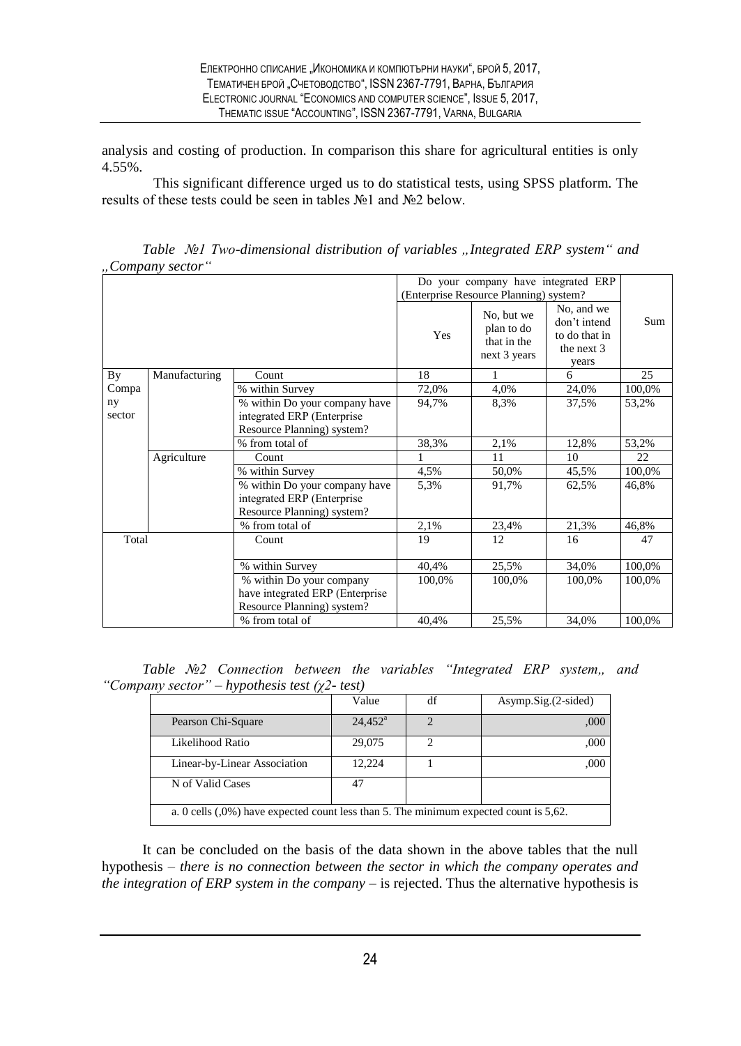analysis and costing of production. In comparison this share for agricultural entities is only 4.55%.

This significant difference urged us to do statistical tests, using SPSS platform. The results of these tests could be seen in tables №1 and №2 below.

*Table №1 Two-dimensional distribution of variables „Integrated ERP system" and „Company sector"*

| | | | Do your company have integrated ERP (Enterprise Resource Planning) system? | | | |
|---|---|---|---|---|---|---|
| | | | Yes | No, but we plan to do that in the next 3 years | No, and we don't intend to do that in the next 3 years | Sum |
| By Company sector | Manufacturing | Count | 18 | 1 | 6 | 25 |
| | | % within Survey | 72,0% | 4,0% | 24,0% | 100,0% |
| | | % within Do your company have integrated ERP (Enterprise Resource Planning) system? | 94,7% | 8,3% | 37,5% | 53,2% |
| | | % from total of | 38,3% | 2,1% | 12,8% | 53,2% |
| | Agriculture | Count | 1 | 11 | 10 | 22 |
| | | % within Survey | 4,5% | 50,0% | 45,5% | 100,0% |
| | | % within Do your company have integrated ERP (Enterprise Resource Planning) system? | 5,3% | 91,7% | 62,5% | 46,8% |
| | | % from total of | 2,1% | 23,4% | 21,3% | 46,8% |
| Total | | Count | 19 | 12 | 16 | 47 |
| | | % within Survey | 40,4% | 25,5% | 34,0% | 100,0% |
| | | % within Do your company have integrated ERP (Enterprise Resource Planning) system? | 100,0% | 100,0% | 100,0% | 100,0% |
| | | % from total of | 40,4% | 25,5% | 34,0% | 100,0% |

*Table №2 Connection between the variables "Integrated ERP system„ and "Company sector" – hypothesis test (χ2- test)*

| | Value | df | Asymp.Sig.(2-sided) |
|---|---|---|---|
| Pearson Chi-Square | 24,452[a] | 2 | ,000 |
| Likelihood Ratio | 29,075 | 2 | ,000 |
| Linear-by-Linear Association | 12,224 | 1 | ,000 |
| N of Valid Cases | 47 | | |

a. 0 cells (,0%) have expected count less than 5. The minimum expected count is 5,62.

It can be concluded on the basis of the data shown in the above tables that the null hypothesis – *there is no connection between the sector in which the company operates and the integration of ERP system in the company* – is rejected. Thus the alternative hypothesis is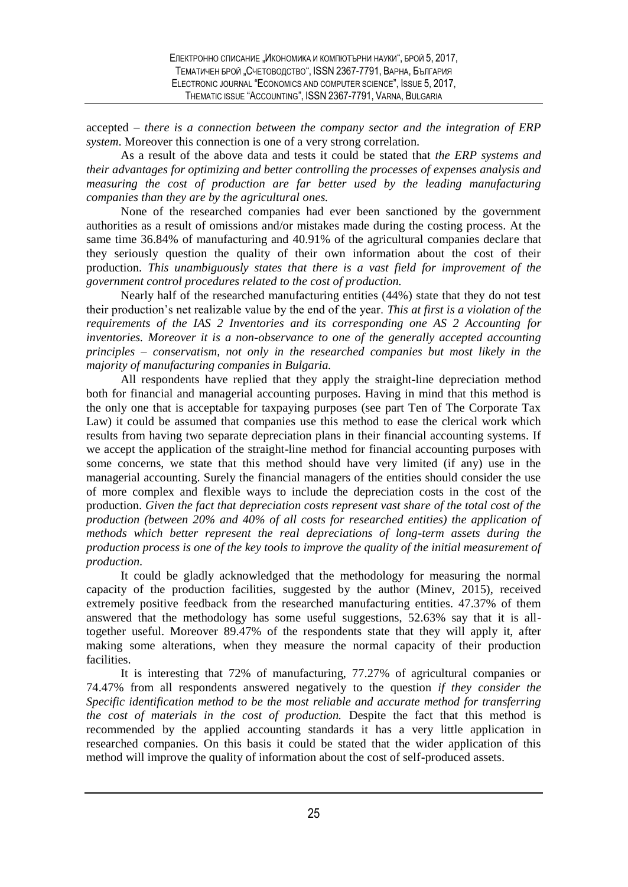accepted – *there is a connection between the company sector and the integration of ERP system*. Moreover this connection is one of a very strong correlation.

As a result of the above data and tests it could be stated that *the ERP systems and their advantages for optimizing and better controlling the processes of expenses analysis and measuring the cost of production are far better used by the leading manufacturing companies than they are by the agricultural ones.*

None of the researched companies had ever been sanctioned by the government authorities as a result of omissions and/or mistakes made during the costing process. At the same time 36.84% of manufacturing and 40.91% of the agricultural companies declare that they seriously question the quality of their own information about the cost of their production. *This unambiguously states that there is a vast field for improvement of the government control procedures related to the cost of production.*

Nearly half of the researched manufacturing entities (44%) state that they do not test their production's net realizable value by the end of the year. *This at first is a violation of the requirements of the IAS 2 Inventories and its corresponding one AS 2 Accounting for inventories. Moreover it is a non-observance to one of the generally accepted accounting principles – conservatism, not only in the researched companies but most likely in the majority of manufacturing companies in Bulgaria.*

All respondents have replied that they apply the straight-line depreciation method both for financial and managerial accounting purposes. Having in mind that this method is the only one that is acceptable for taxpaying purposes (see part Ten of The Corporate Tax Law) it could be assumed that companies use this method to ease the clerical work which results from having two separate depreciation plans in their financial accounting systems. If we accept the application of the straight-line method for financial accounting purposes with some concerns, we state that this method should have very limited (if any) use in the managerial accounting. Surely the financial managers of the entities should consider the use of more complex and flexible ways to include the depreciation costs in the cost of the production. *Given the fact that depreciation costs represent vast share of the total cost of the production (between 20% and 40% of all costs for researched entities) the application of methods which better represent the real depreciations of long-term assets during the production process is one of the key tools to improve the quality of the initial measurement of production.*

It could be gladly acknowledged that the methodology for measuring the normal capacity of the production facilities, suggested by the author (Minev, 2015), received extremely positive feedback from the researched manufacturing entities. 47.37% of them answered that the methodology has some useful suggestions, 52.63% say that it is all-together useful. Moreover 89.47% of the respondents state that they will apply it, after making some alterations, when they measure the normal capacity of their production facilities.

It is interesting that 72% of manufacturing, 77.27% of agricultural companies or 74.47% from all respondents answered negatively to the question *if they consider the Specific identification method to be the most reliable and accurate method for transferring the cost of materials in the cost of production.* Despite the fact that this method is recommended by the applied accounting standards it has a very little application in researched companies. On this basis it could be stated that the wider application of this method will improve the quality of information about the cost of self-produced assets.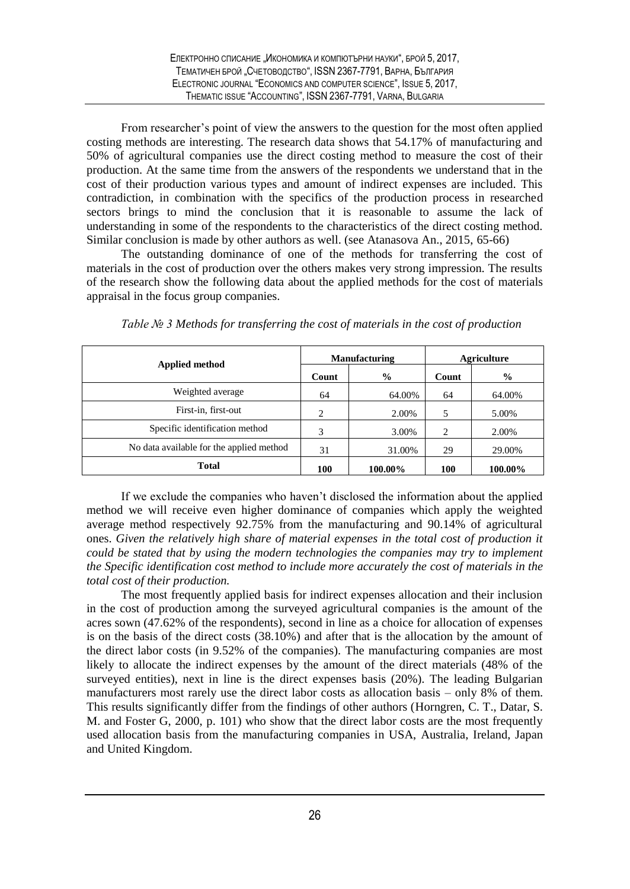From researcher's point of view the answers to the question for the most often applied costing methods are interesting. The research data shows that 54.17% of manufacturing and 50% of agricultural companies use the direct costing method to measure the cost of their production. At the same time from the answers of the respondents we understand that in the cost of their production various types and amount of indirect expenses are included. This contradiction, in combination with the specifics of the production process in researched sectors brings to mind the conclusion that it is reasonable to assume the lack of understanding in some of the respondents to the characteristics of the direct costing method. Similar conclusion is made by other authors as well. (see Atanasova An., 2015, 65-66)

The outstanding dominance of one of the methods for transferring the cost of materials in the cost of production over the others makes very strong impression. The results of the research show the following data about the applied methods for the cost of materials appraisal in the focus group companies.

*Table № 3 Methods for transferring the cost of materials in the cost of production*

| Applied method | Manufacturing | | Agriculture | |
|---|---|---|---|---|
| | Count | % | Count | % |
| Weighted average | 64 | 64.00% | 64 | 64.00% |
| First-in, first-out | 2 | 2.00% | 5 | 5.00% |
| Specific identification method | 3 | 3.00% | 2 | 2.00% |
| No data available for the applied method | 31 | 31.00% | 29 | 29.00% |
| **Total** | **100** | **100.00%** | **100** | **100.00%** |

If we exclude the companies who haven't disclosed the information about the applied method we will receive even higher dominance of companies which apply the weighted average method respectively 92.75% from the manufacturing and 90.14% of agricultural ones. *Given the relatively high share of material expenses in the total cost of production it could be stated that by using the modern technologies the companies may try to implement the Specific identification cost method to include more accurately the cost of materials in the total cost of their production.*

The most frequently applied basis for indirect expenses allocation and their inclusion in the cost of production among the surveyed agricultural companies is the amount of the acres sown (47.62% of the respondents), second in line as a choice for allocation of expenses is on the basis of the direct costs (38.10%) and after that is the allocation by the amount of the direct labor costs (in 9.52% of the companies). The manufacturing companies are most likely to allocate the indirect expenses by the amount of the direct materials (48% of the surveyed entities), next in line is the direct expenses basis (20%). The leading Bulgarian manufacturers most rarely use the direct labor costs as allocation basis – only 8% of them. This results significantly differ from the findings of other authors (Horngren, C. T., Datar, S. M. and Foster G, 2000, p. 101) who show that the direct labor costs are the most frequently used allocation basis from the manufacturing companies in USA, Australia, Ireland, Japan and United Kingdom.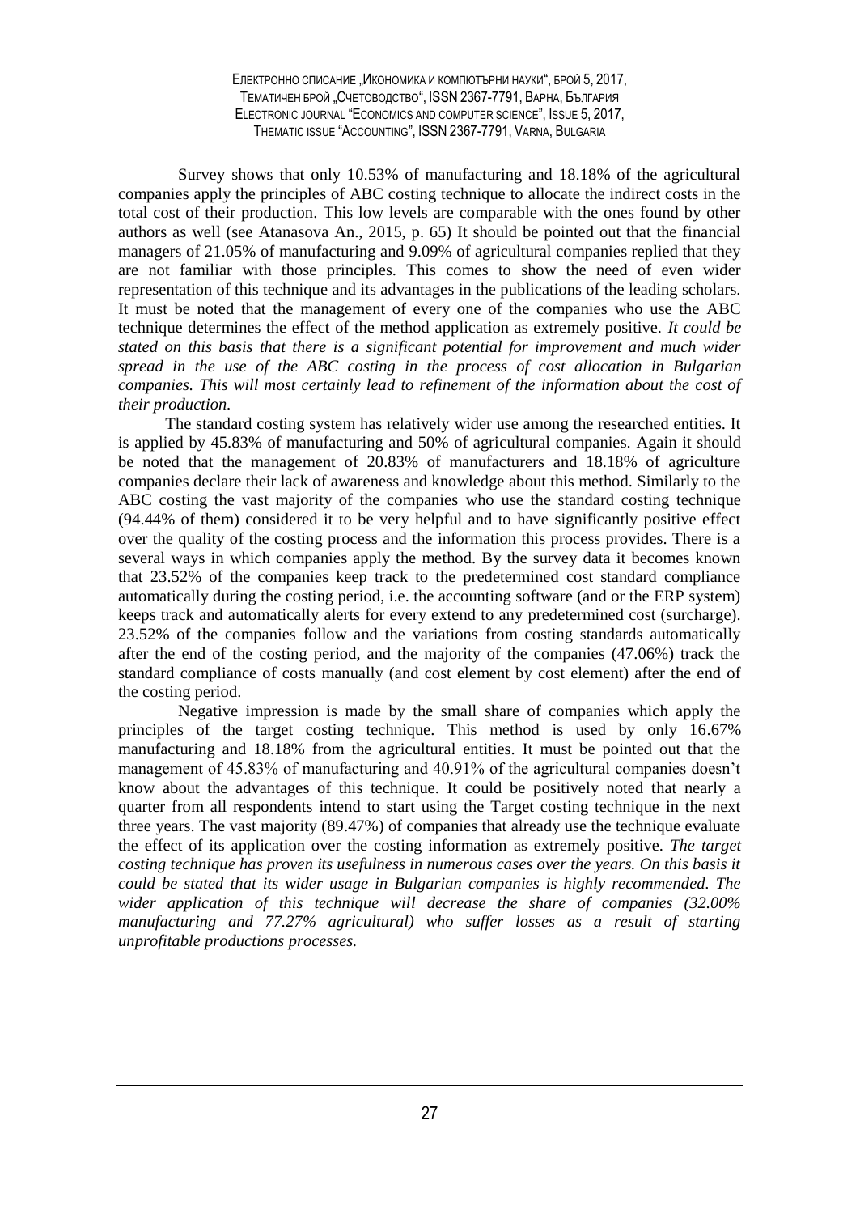Survey shows that only 10.53% of manufacturing and 18.18% of the agricultural companies apply the principles of ABC costing technique to allocate the indirect costs in the total cost of their production. This low levels are comparable with the ones found by other authors as well (see Atanasova An., 2015, p. 65) It should be pointed out that the financial managers of 21.05% of manufacturing and 9.09% of agricultural companies replied that they are not familiar with those principles. This comes to show the need of even wider representation of this technique and its advantages in the publications of the leading scholars. It must be noted that the management of every one of the companies who use the ABC technique determines the effect of the method application as extremely positive. *It could be stated on this basis that there is a significant potential for improvement and much wider spread in the use of the ABC costing in the process of cost allocation in Bulgarian companies. This will most certainly lead to refinement of the information about the cost of their production.*

The standard costing system has relatively wider use among the researched entities. It is applied by 45.83% of manufacturing and 50% of agricultural companies. Again it should be noted that the management of 20.83% of manufacturers and 18.18% of agriculture companies declare their lack of awareness and knowledge about this method. Similarly to the ABC costing the vast majority of the companies who use the standard costing technique (94.44% of them) considered it to be very helpful and to have significantly positive effect over the quality of the costing process and the information this process provides. There is a several ways in which companies apply the method. By the survey data it becomes known that 23.52% of the companies keep track to the predetermined cost standard compliance automatically during the costing period, i.e. the accounting software (and or the ERP system) keeps track and automatically alerts for every extend to any predetermined cost (surcharge). 23.52% of the companies follow and the variations from costing standards automatically after the end of the costing period, and the majority of the companies (47.06%) track the standard compliance of costs manually (and cost element by cost element) after the end of the costing period.

Negative impression is made by the small share of companies which apply the principles of the target costing technique. This method is used by only 16.67% manufacturing and 18.18% from the agricultural entities. It must be pointed out that the management of 45.83% of manufacturing and 40.91% of the agricultural companies doesn't know about the advantages of this technique. It could be positively noted that nearly a quarter from all respondents intend to start using the Target costing technique in the next three years. The vast majority (89.47%) of companies that already use the technique evaluate the effect of its application over the costing information as extremely positive. *The target costing technique has proven its usefulness in numerous cases over the years. On this basis it could be stated that its wider usage in Bulgarian companies is highly recommended. The wider application of this technique will decrease the share of companies (32.00% manufacturing and 77.27% agricultural) who suffer losses as a result of starting unprofitable productions processes.*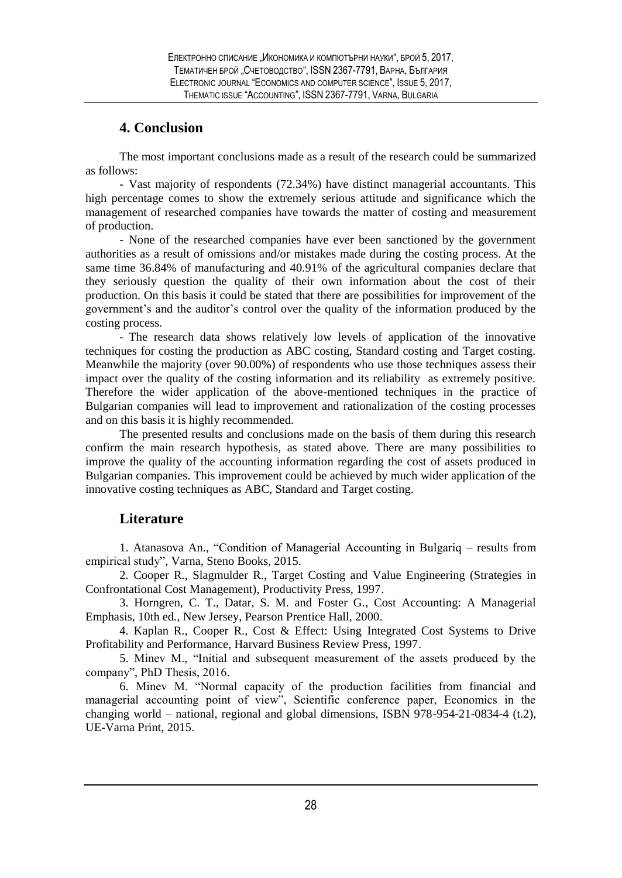## 4. Conclusion

The most important conclusions made as a result of the research could be summarized as follows:

- Vast majority of respondents (72.34%) have distinct managerial accountants. This high percentage comes to show the extremely serious attitude and significance which the management of researched companies have towards the matter of costing and measurement of production.

- None of the researched companies have ever been sanctioned by the government authorities as a result of omissions and/or mistakes made during the costing process. At the same time 36.84% of manufacturing and 40.91% of the agricultural companies declare that they seriously question the quality of their own information about the cost of their production. On this basis it could be stated that there are possibilities for improvement of the government's and the auditor's control over the quality of the information produced by the costing process.

- The research data shows relatively low levels of application of the innovative techniques for costing the production as ABC costing, Standard costing and Target costing. Meanwhile the majority (over 90.00%) of respondents who use those techniques assess their impact over the quality of the costing information and its reliability as extremely positive. Therefore the wider application of the above-mentioned techniques in the practice of Bulgarian companies will lead to improvement and rationalization of the costing processes and on this basis it is highly recommended.

The presented results and conclusions made on the basis of them during this research confirm the main research hypothesis, as stated above. There are many possibilities to improve the quality of the accounting information regarding the cost of assets produced in Bulgarian companies. This improvement could be achieved by much wider application of the innovative costing techniques as ABC, Standard and Target costing.

## Literature

1. Atanasova An., "Condition of Managerial Accounting in Bulgariq – results from empirical study", Varna, Steno Books, 2015.
2. Cooper R., Slagmulder R., Target Costing and Value Engineering (Strategies in Confrontational Cost Management), Productivity Press, 1997.
3. Horngren, C. T., Datar, S. M. and Foster G., Cost Accounting: A Managerial Emphasis, 10th ed., New Jersey, Pearson Prentice Hall, 2000.
4. Kaplan R., Cooper R., Cost & Effect: Using Integrated Cost Systems to Drive Profitability and Performance, Harvard Business Review Press, 1997.
5. Minev M., "Initial and subsequent measurement of the assets produced by the company", PhD Thesis, 2016.
6. Minev M. "Normal capacity of the production facilities from financial and managerial accounting point of view", Scientific conference paper, Economics in the changing world – national, regional and global dimensions, ISBN 978-954-21-0834-4 (t.2), UE-Varna Print, 2015.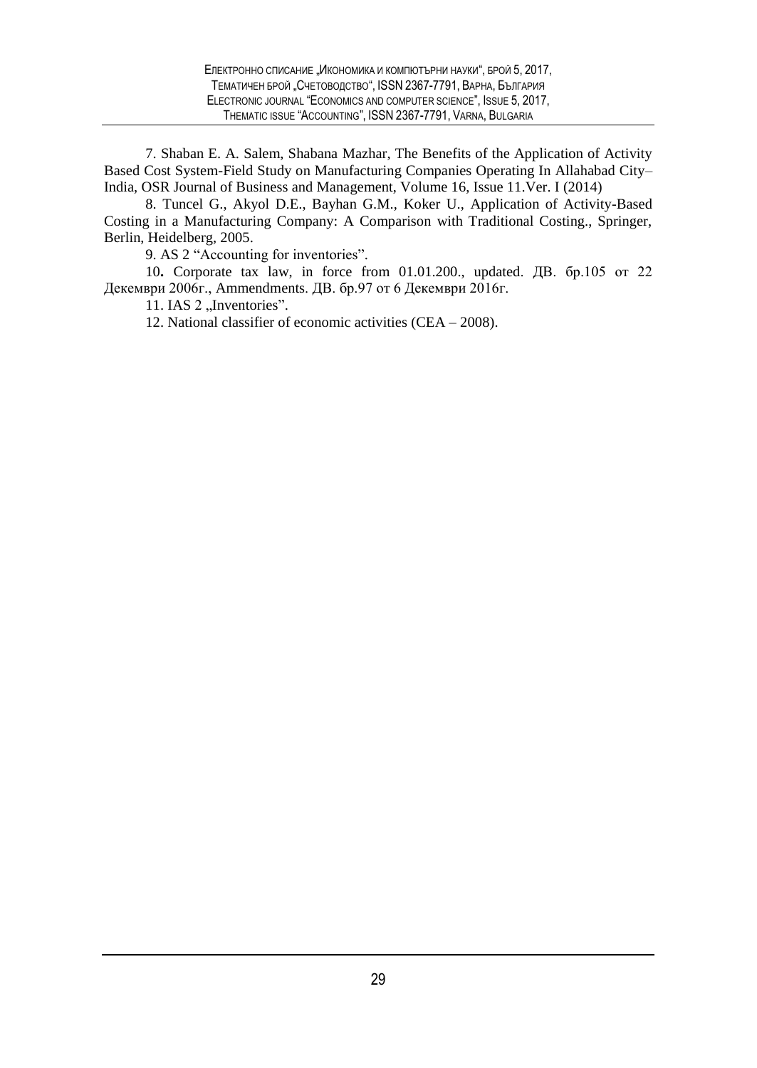7. Shaban E. A. Salem, Shabana Mazhar, The Benefits of the Application of Activity Based Cost System-Field Study on Manufacturing Companies Operating In Allahabad City– India, OSR Journal of Business and Management, Volume 16, Issue 11.Ver. I (2014)

8. Tuncel G., Akyol D.E., Bayhan G.M., Koker U., Application of Activity-Based Costing in a Manufacturing Company: A Comparison with Traditional Costing., Springer, Berlin, Heidelberg, 2005.

9. AS 2 "Accounting for inventories".

10**.** Corporate tax law, in force from 01.01.200., updated. ДВ. бр.105 от 22 Декември 2006г., Ammendments. ДВ. бр.97 от 6 Декември 2016г.

11. IAS 2 „Inventories".

12. National classifier of economic activities (CEA – 2008).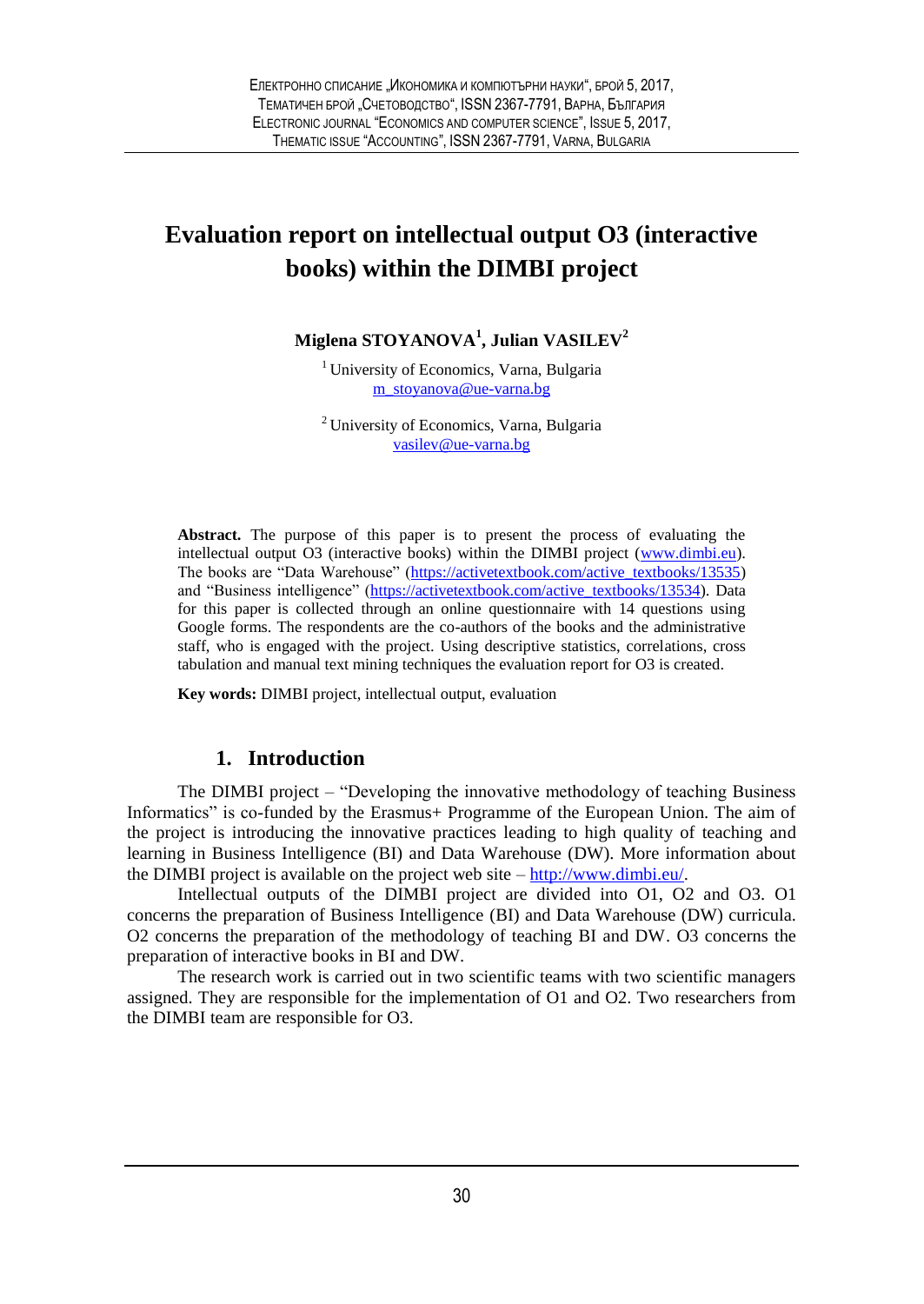# Evaluation report on intellectual output O3 (interactive books) within the DIMBI project

**Miglena STOYANOVA[1], Julian VASILEV[2]**

[1] University of Economics, Varna, Bulgaria
m_stoyanova@ue-varna.bg

[2] University of Economics, Varna, Bulgaria
vasilev@ue-varna.bg

**Abstract.** The purpose of this paper is to present the process of evaluating the intellectual output O3 (interactive books) within the DIMBI project (www.dimbi.eu). The books are "Data Warehouse" (https://activetextbook.com/active_textbooks/13535) and "Business intelligence" (https://activetextbook.com/active_textbooks/13534). Data for this paper is collected through an online questionnaire with 14 questions using Google forms. The respondents are the co-authors of the books and the administrative staff, who is engaged with the project. Using descriptive statistics, correlations, cross tabulation and manual text mining techniques the evaluation report for O3 is created.

**Key words:** DIMBI project, intellectual output, evaluation

## 1. Introduction

The DIMBI project – "Developing the innovative methodology of teaching Business Informatics" is co-funded by the Erasmus+ Programme of the European Union. The aim of the project is introducing the innovative practices leading to high quality of teaching and learning in Business Intelligence (BI) and Data Warehouse (DW). More information about the DIMBI project is available on the project web site – http://www.dimbi.eu/.

Intellectual outputs of the DIMBI project are divided into O1, O2 and O3. O1 concerns the preparation of Business Intelligence (BI) and Data Warehouse (DW) curricula. O2 concerns the preparation of the methodology of teaching BI and DW. O3 concerns the preparation of interactive books in BI and DW.

The research work is carried out in two scientific teams with two scientific managers assigned. They are responsible for the implementation of O1 and O2. Two researchers from the DIMBI team are responsible for O3.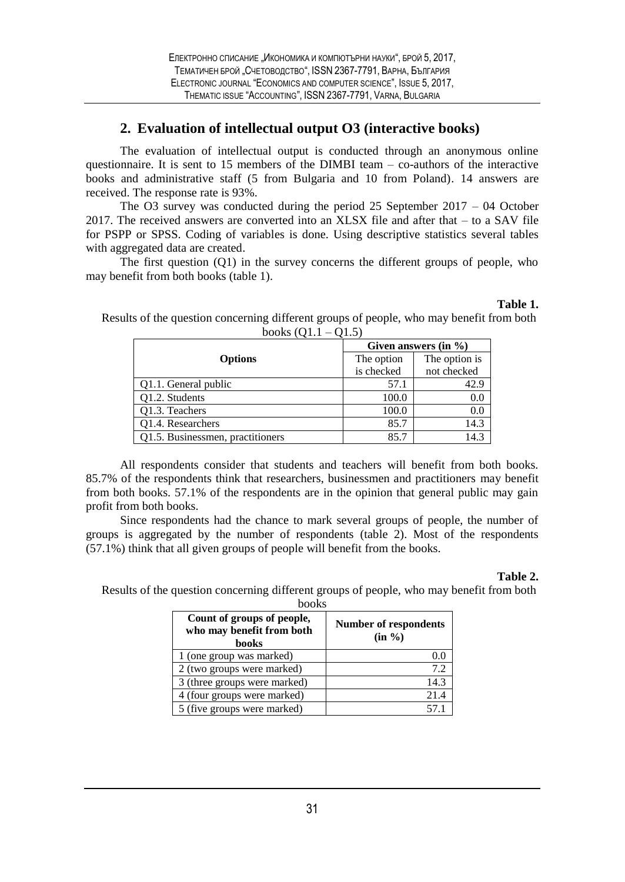## 2. Evaluation of intellectual output O3 (interactive books)

The evaluation of intellectual output is conducted through an anonymous online questionnaire. It is sent to 15 members of the DIMBI team – co-authors of the interactive books and administrative staff (5 from Bulgaria and 10 from Poland). 14 answers are received. The response rate is 93%.

The O3 survey was conducted during the period 25 September 2017 – 04 October 2017. The received answers are converted into an XLSX file and after that – to a SAV file for PSPP or SPSS. Coding of variables is done. Using descriptive statistics several tables with aggregated data are created.

The first question (Q1) in the survey concerns the different groups of people, who may benefit from both books (table 1).

**Table 1.**

Results of the question concerning different groups of people, who may benefit from both books (Q1.1 – Q1.5)

| Options | Given answers (in %) | |
|---|---|---|
| | The option is checked | The option is not checked |
| Q1.1. General public | 57.1 | 42.9 |
| Q1.2. Students | 100.0 | 0.0 |
| Q1.3. Teachers | 100.0 | 0.0 |
| Q1.4. Researchers | 85.7 | 14.3 |
| Q1.5. Businessmen, practitioners | 85.7 | 14.3 |

All respondents consider that students and teachers will benefit from both books. 85.7% of the respondents think that researchers, businessmen and practitioners may benefit from both books. 57.1% of the respondents are in the opinion that general public may gain profit from both books.

Since respondents had the chance to mark several groups of people, the number of groups is aggregated by the number of respondents (table 2). Most of the respondents (57.1%) think that all given groups of people will benefit from the books.

**Table 2.**

Results of the question concerning different groups of people, who may benefit from both books

| Count of groups of people, who may benefit from both books | Number of respondents (in %) |
|---|---|
| 1 (one group was marked) | 0.0 |
| 2 (two groups were marked) | 7.2 |
| 3 (three groups were marked) | 14.3 |
| 4 (four groups were marked) | 21.4 |
| 5 (five groups were marked) | 57.1 |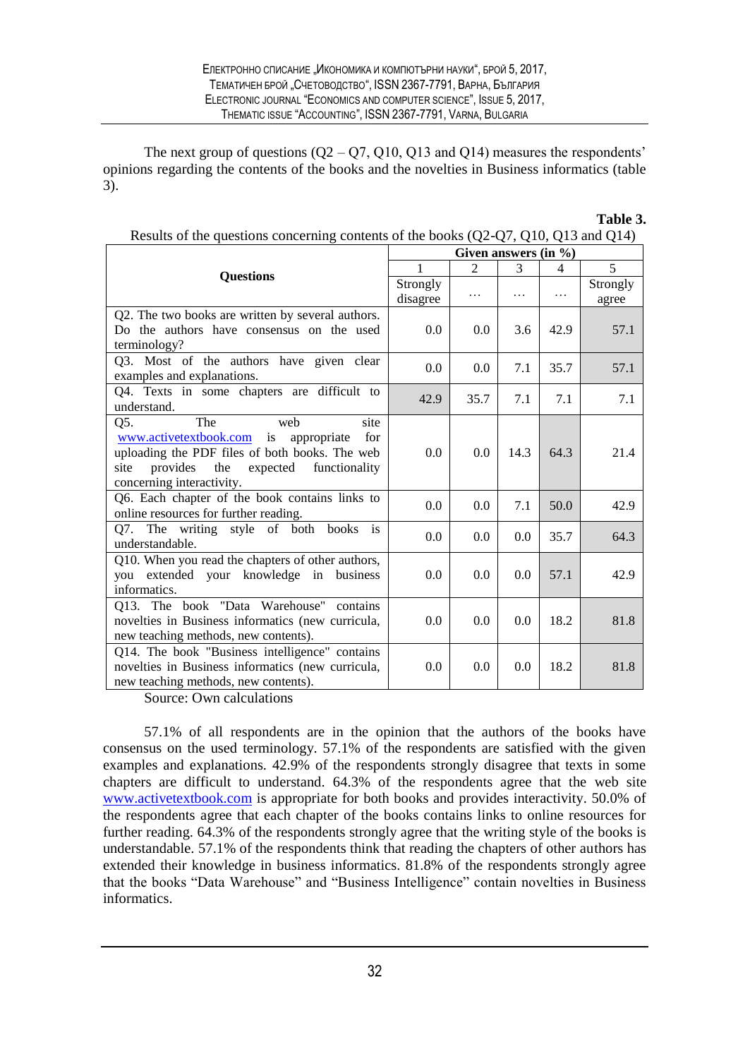The next group of questions (Q2 – Q7, Q10, Q13 and Q14) measures the respondents' opinions regarding the contents of the books and the novelties in Business informatics (table 3).

**Table 3.**

Results of the questions concerning contents of the books (Q2-Q7, Q10, Q13 and Q14)

| Questions | Given answers (in %) | | | | |
|---|---|---|---|---|---|
| | 1 | 2 | 3 | 4 | 5 |
| | Strongly disagree | … | … | … | Strongly agree |
| Q2. The two books are written by several authors. Do the authors have consensus on the used terminology? | 0.0 | 0.0 | 3.6 | 42.9 | 57.1 |
| Q3. Most of the authors have given clear examples and explanations. | 0.0 | 0.0 | 7.1 | 35.7 | 57.1 |
| Q4. Texts in some chapters are difficult to understand. | 42.9 | 35.7 | 7.1 | 7.1 | 7.1 |
| Q5. The web site www.activetextbook.com is appropriate for uploading the PDF files of both books. The web site provides the expected functionality concerning interactivity. | 0.0 | 0.0 | 14.3 | 64.3 | 21.4 |
| Q6. Each chapter of the book contains links to online resources for further reading. | 0.0 | 0.0 | 7.1 | 50.0 | 42.9 |
| Q7. The writing style of both books is understandable. | 0.0 | 0.0 | 0.0 | 35.7 | 64.3 |
| Q10. When you read the chapters of other authors, you extended your knowledge in business informatics. | 0.0 | 0.0 | 0.0 | 57.1 | 42.9 |
| Q13. The book "Data Warehouse" contains novelties in Business informatics (new curricula, new teaching methods, new contents). | 0.0 | 0.0 | 0.0 | 18.2 | 81.8 |
| Q14. The book "Business intelligence" contains novelties in Business informatics (new curricula, new teaching methods, new contents). | 0.0 | 0.0 | 0.0 | 18.2 | 81.8 |

Source: Own calculations

57.1% of all respondents are in the opinion that the authors of the books have consensus on the used terminology. 57.1% of the respondents are satisfied with the given examples and explanations. 42.9% of the respondents strongly disagree that texts in some chapters are difficult to understand. 64.3% of the respondents agree that the web site www.activetextbook.com is appropriate for both books and provides interactivity. 50.0% of the respondents agree that each chapter of the books contains links to online resources for further reading. 64.3% of the respondents strongly agree that the writing style of the books is understandable. 57.1% of the respondents think that reading the chapters of other authors has extended their knowledge in business informatics. 81.8% of the respondents strongly agree that the books "Data Warehouse" and "Business Intelligence" contain novelties in Business informatics.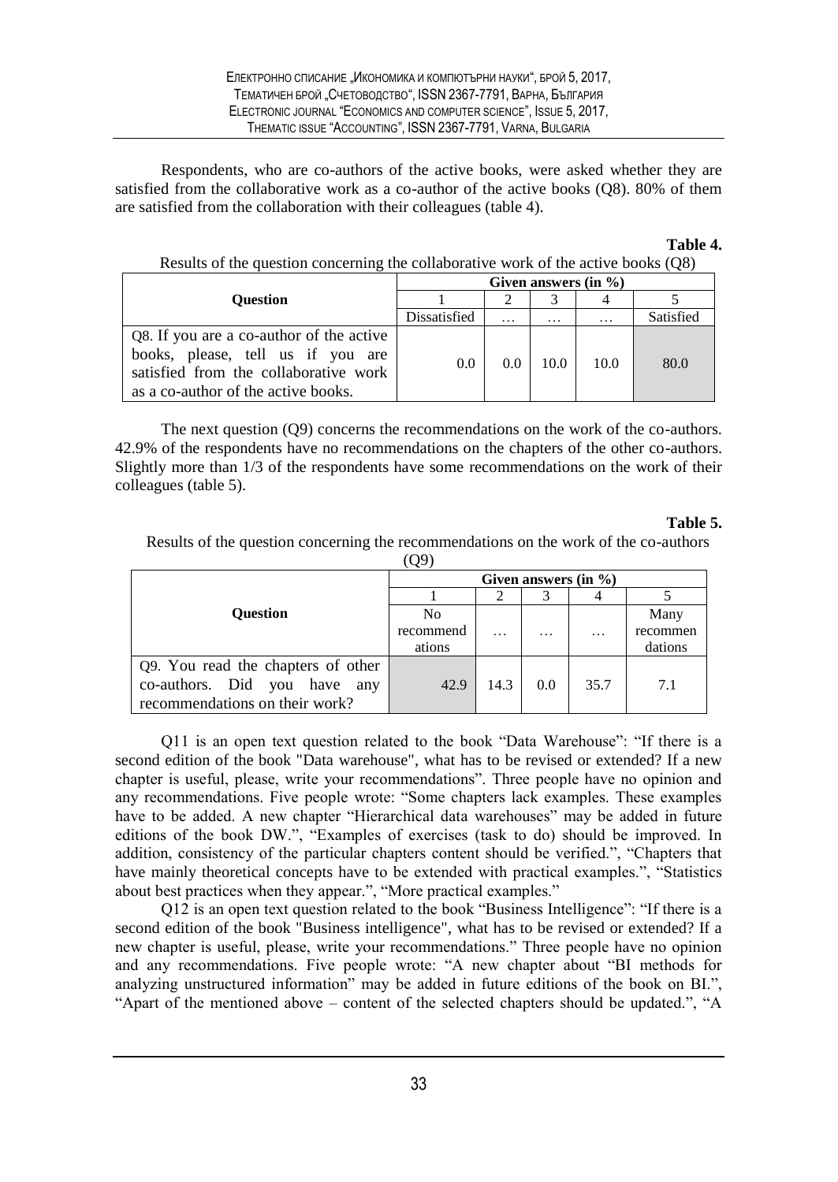Respondents, who are co-authors of the active books, were asked whether they are satisfied from the collaborative work as a co-author of the active books (Q8). 80% of them are satisfied from the collaboration with their colleagues (table 4).

**Table 4.**

Results of the question concerning the collaborative work of the active books (Q8)

| Question | Given answers (in %) | | | | |
|---|---|---|---|---|---|
| | 1 | 2 | 3 | 4 | 5 |
| | Dissatisfied | … | … | … | Satisfied |
| Q8. If you are a co-author of the active books, please, tell us if you are satisfied from the collaborative work as a co-author of the active books. | 0.0 | 0.0 | 10.0 | 10.0 | 80.0 |

The next question (Q9) concerns the recommendations on the work of the co-authors. 42.9% of the respondents have no recommendations on the chapters of the other co-authors. Slightly more than 1/3 of the respondents have some recommendations on the work of their colleagues (table 5).

**Table 5.**

Results of the question concerning the recommendations on the work of the co-authors (Q9)

| Question | Given answers (in %) | | | | |
|---|---|---|---|---|---|
| | 1 | 2 | 3 | 4 | 5 |
| | No recommendations | … | … | … | Many recommendations |
| Q9. You read the chapters of other co-authors. Did you have any recommendations on their work? | 42.9 | 14.3 | 0.0 | 35.7 | 7.1 |

Q11 is an open text question related to the book "Data Warehouse": "If there is a second edition of the book "Data warehouse", what has to be revised or extended? If a new chapter is useful, please, write your recommendations". Three people have no opinion and any recommendations. Five people wrote: "Some chapters lack examples. These examples have to be added. A new chapter "Hierarchical data warehouses" may be added in future editions of the book DW.", "Examples of exercises (task to do) should be improved. In addition, consistency of the particular chapters content should be verified.", "Chapters that have mainly theoretical concepts have to be extended with practical examples.", "Statistics about best practices when they appear.", "More practical examples."

Q12 is an open text question related to the book "Business Intelligence": "If there is a second edition of the book "Business intelligence", what has to be revised or extended? If a new chapter is useful, please, write your recommendations." Three people have no opinion and any recommendations. Five people wrote: "A new chapter about "BI methods for analyzing unstructured information" may be added in future editions of the book on BI.", "Apart of the mentioned above – content of the selected chapters should be updated.", "A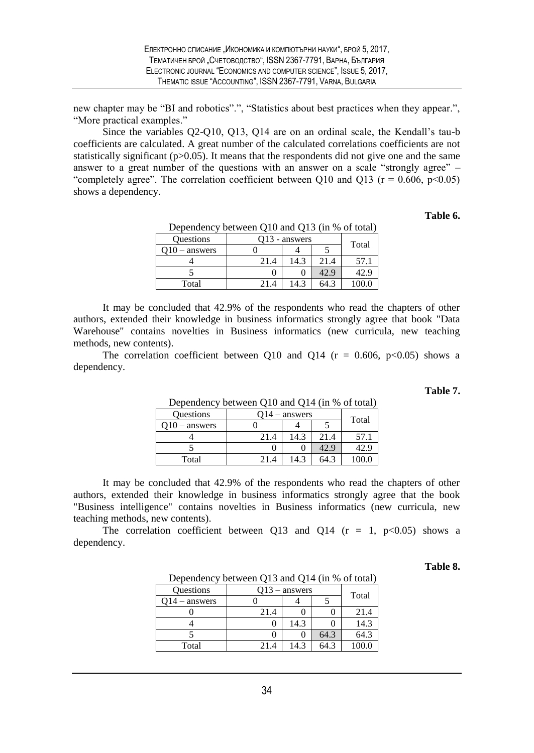new chapter may be "BI and robotics".", "Statistics about best practices when they appear.", "More practical examples."

Since the variables Q2-Q10, Q13, Q14 are on an ordinal scale, the Kendall's tau-b coefficients are calculated. A great number of the calculated correlations coefficients are not statistically significant ($p>0.05$). It means that the respondents did not give one and the same answer to a great number of the questions with an answer on a scale "strongly agree" – "completely agree". The correlation coefficient between Q10 and Q13 ($r = 0.606$, $p<0.05$) shows a dependency.

**Table 6.**

Dependency between Q10 and Q13 (in % of total)

| Questions | Q13 - answers | | | Total |
|---|---|---|---|---|
| Q10 – answers | 0 | 4 | 5 | |
| 4 | 21.4 | 14.3 | 21.4 | 57.1 |
| 5 | 0 | 0 | 42.9 | 42.9 |
| Total | 21.4 | 14.3 | 64.3 | 100.0 |

It may be concluded that 42.9% of the respondents who read the chapters of other authors, extended their knowledge in business informatics strongly agree that book "Data Warehouse" contains novelties in Business informatics (new curricula, new teaching methods, new contents).

The correlation coefficient between Q10 and Q14 ($r = 0.606$, $p<0.05$) shows a dependency.

**Table 7.**

Dependency between Q10 and Q14 (in % of total)

| Questions | Q14 – answers | | | Total |
|---|---|---|---|---|
| Q10 – answers | 0 | 4 | 5 | |
| 4 | 21.4 | 14.3 | 21.4 | 57.1 |
| 5 | 0 | 0 | 42.9 | 42.9 |
| Total | 21.4 | 14.3 | 64.3 | 100.0 |

It may be concluded that 42.9% of the respondents who read the chapters of other authors, extended their knowledge in business informatics strongly agree that the book "Business intelligence" contains novelties in Business informatics (new curricula, new teaching methods, new contents).

The correlation coefficient between Q13 and Q14 ($r = 1$, $p<0.05$) shows a dependency.

**Table 8.**

Dependency between Q13 and Q14 (in % of total)

| Questions | Q13 – answers | | | Total |
|---|---|---|---|---|
| Q14 – answers | 0 | 4 | 5 | |
| 0 | 21.4 | 0 | 0 | 21.4 |
| 4 | 0 | 14.3 | 0 | 14.3 |
| 5 | 0 | 0 | 64.3 | 64.3 |
| Total | 21.4 | 14.3 | 64.3 | 100.0 |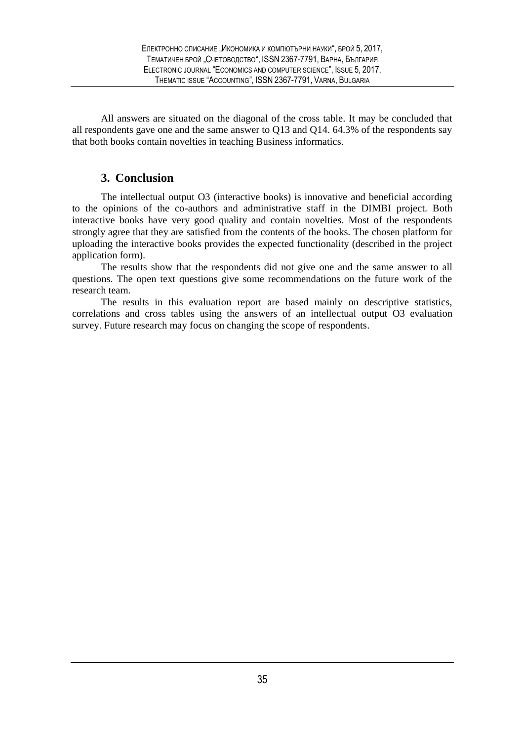All answers are situated on the diagonal of the cross table. It may be concluded that all respondents gave one and the same answer to Q13 and Q14. 64.3% of the respondents say that both books contain novelties in teaching Business informatics.

## 3. Conclusion

The intellectual output O3 (interactive books) is innovative and beneficial according to the opinions of the co-authors and administrative staff in the DIMBI project. Both interactive books have very good quality and contain novelties. Most of the respondents strongly agree that they are satisfied from the contents of the books. The chosen platform for uploading the interactive books provides the expected functionality (described in the project application form).

The results show that the respondents did not give one and the same answer to all questions. The open text questions give some recommendations on the future work of the research team.

The results in this evaluation report are based mainly on descriptive statistics, correlations and cross tables using the answers of an intellectual output O3 evaluation survey. Future research may focus on changing the scope of respondents.